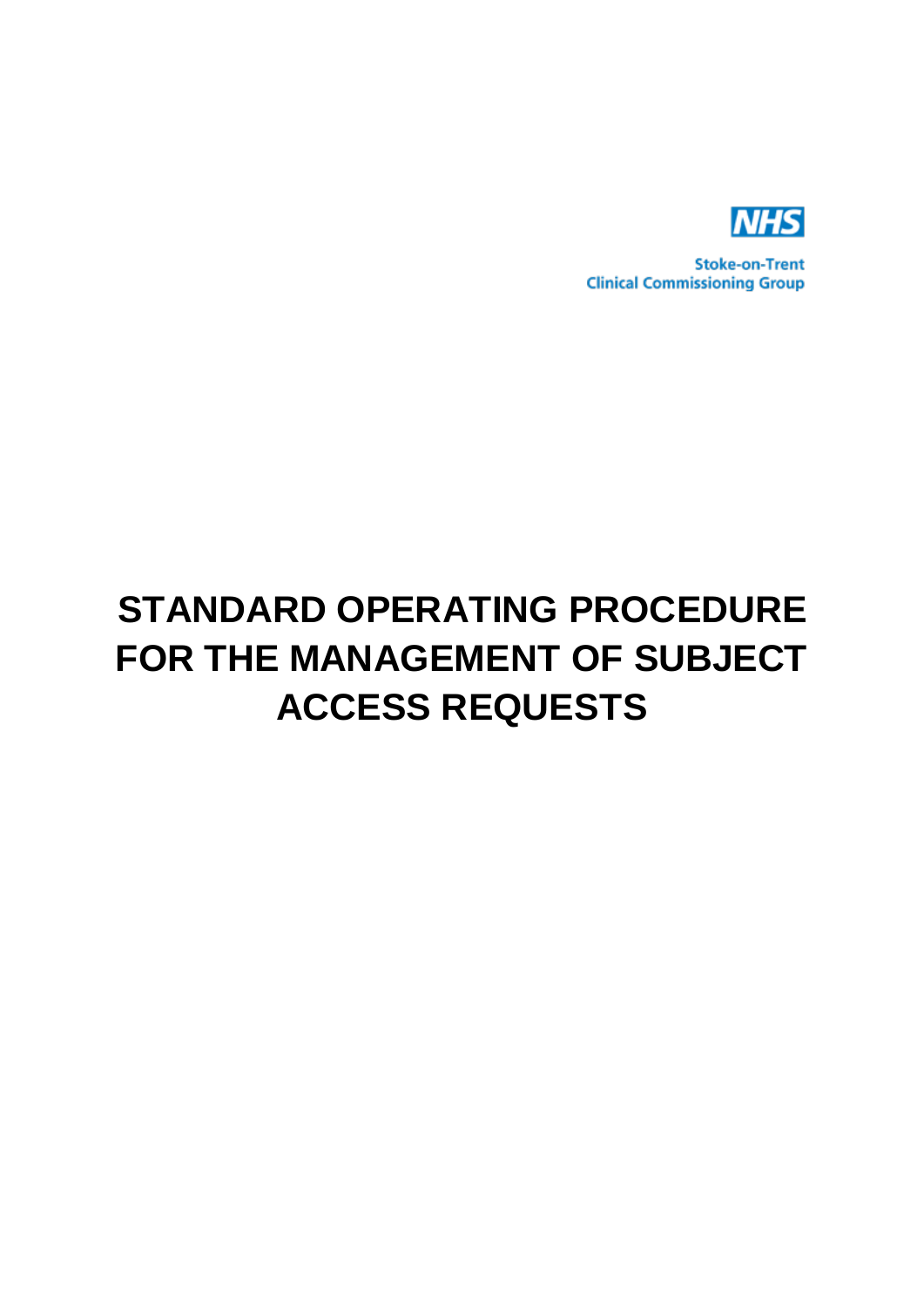NHS

Stoke-on-Trent
Clinical Commissioning Group

# STANDARD OPERATING PROCEDURE FOR THE MANAGEMENT OF SUBJECT ACCESS REQUESTS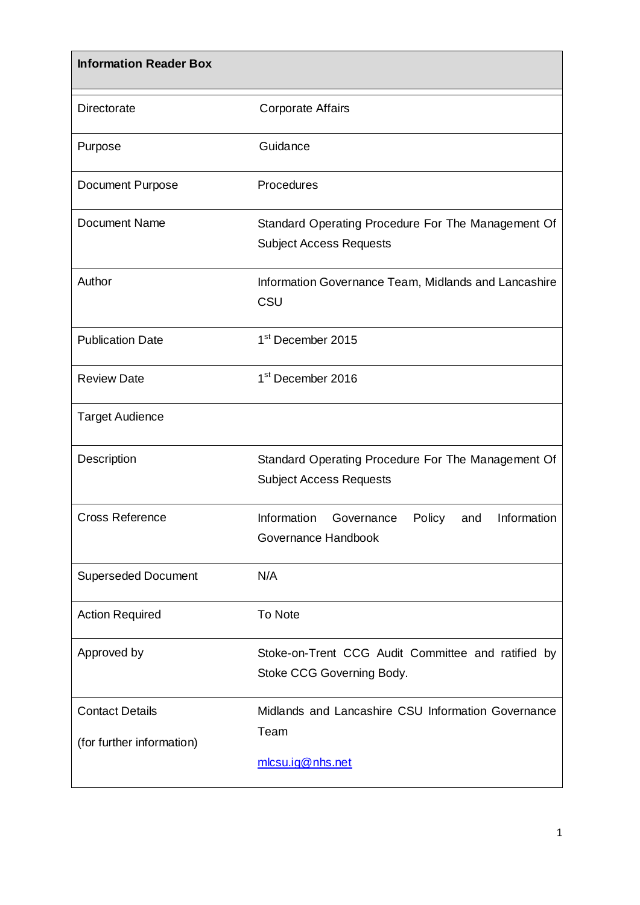| Information Reader Box | |
|---|---|
| Directorate | Corporate Affairs |
| Purpose | Guidance |
| Document Purpose | Procedures |
| Document Name | Standard Operating Procedure For The Management Of Subject Access Requests |
| Author | Information Governance Team, Midlands and Lancashire CSU |
| Publication Date | 1st December 2015 |
| Review Date | 1st December 2016 |
| Target Audience | |
| Description | Standard Operating Procedure For The Management Of Subject Access Requests |
| Cross Reference | Information Governance Policy and Information Governance Handbook |
| Superseded Document | N/A |
| Action Required | To Note |
| Approved by | Stoke-on-Trent CCG Audit Committee and ratified by Stoke CCG Governing Body. |
| Contact Details (for further information) | Midlands and Lancashire CSU Information Governance Team mlcsu.ig@nhs.net |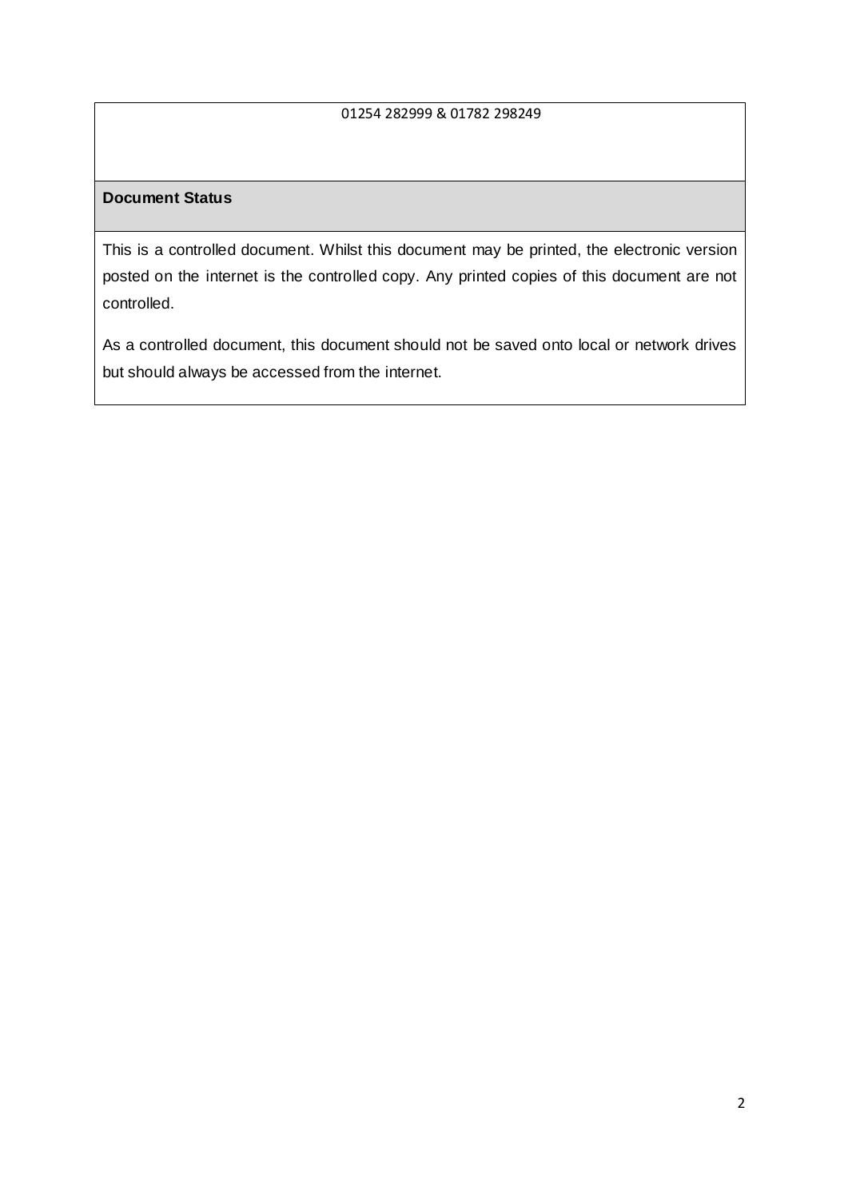01254 282999 & 01782 298249

**Document Status**

This is a controlled document. Whilst this document may be printed, the electronic version posted on the internet is the controlled copy. Any printed copies of this document are not controlled.

As a controlled document, this document should not be saved onto local or network drives but should always be accessed from the internet.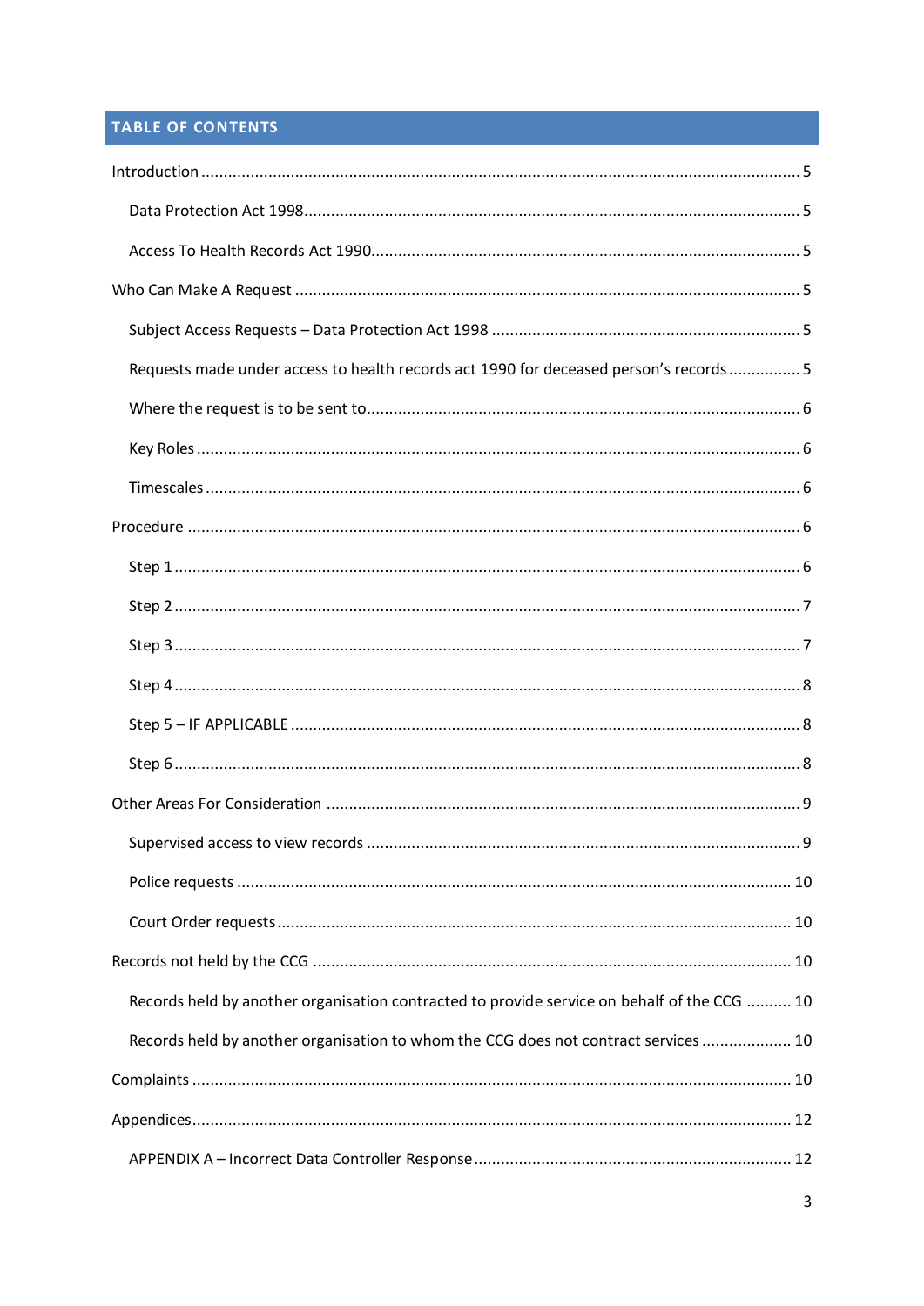## TABLE OF CONTENTS

Introduction ..... 5

- Data Protection Act 1998 ..... 5
- Access To Health Records Act 1990 ..... 5

Who Can Make A Request ..... 5

- Subject Access Requests – Data Protection Act 1998 ..... 5
- Requests made under access to health records act 1990 for deceased person's records ..... 5
- Where the request is to be sent to ..... 6
- Key Roles ..... 6
- Timescales ..... 6

Procedure ..... 6

- Step 1 ..... 6
- Step 2 ..... 7
- Step 3 ..... 7
- Step 4 ..... 8
- Step 5 – IF APPLICABLE ..... 8
- Step 6 ..... 8

Other Areas For Consideration ..... 9

- Supervised access to view records ..... 9
- Police requests ..... 10
- Court Order requests ..... 10

Records not held by the CCG ..... 10

- Records held by another organisation contracted to provide service on behalf of the CCG ..... 10
- Records held by another organisation to whom the CCG does not contract services ..... 10

Complaints ..... 10

Appendices ..... 12

- APPENDIX A – Incorrect Data Controller Response ..... 12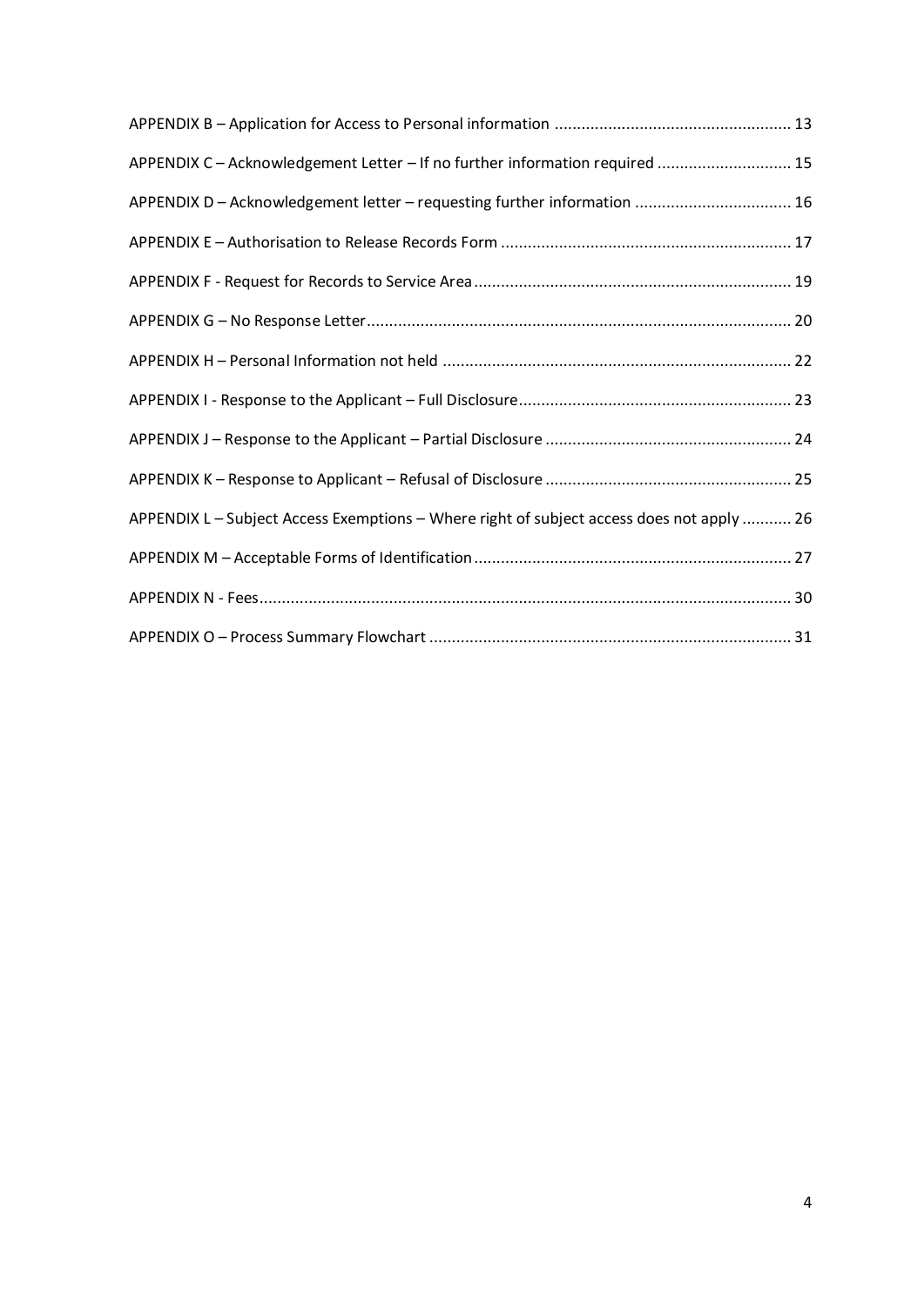APPENDIX B – Application for Access to Personal information ..................................................... 13

APPENDIX C – Acknowledgement Letter – If no further information required .............................. 15

APPENDIX D – Acknowledgement letter – requesting further information ................................... 16

APPENDIX E – Authorisation to Release Records Form ................................................................. 17

APPENDIX F - Request for Records to Service Area ....................................................................... 19

APPENDIX G – No Response Letter ............................................................................................... 20

APPENDIX H – Personal Information not held .............................................................................. 22

APPENDIX I - Response to the Applicant – Full Disclosure ............................................................. 23

APPENDIX J – Response to the Applicant – Partial Disclosure ....................................................... 24

APPENDIX K – Response to Applicant – Refusal of Disclosure ....................................................... 25

APPENDIX L – Subject Access Exemptions – Where right of subject access does not apply ........... 26

APPENDIX M – Acceptable Forms of Identification ....................................................................... 27

APPENDIX N - Fees ....................................................................................................................... 30

APPENDIX O – Process Summary Flowchart ................................................................................. 31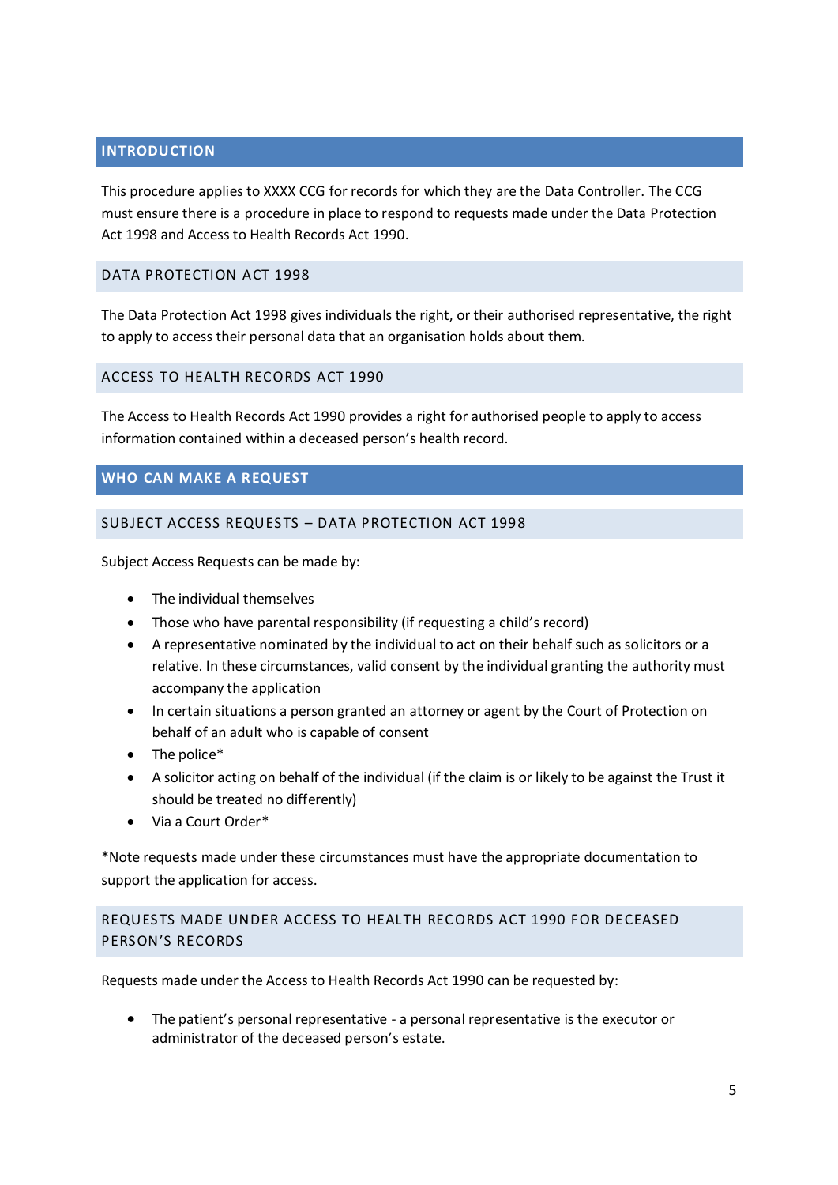# INTRODUCTION

This procedure applies to XXXX CCG for records for which they are the Data Controller. The CCG must ensure there is a procedure in place to respond to requests made under the Data Protection Act 1998 and Access to Health Records Act 1990.

## DATA PROTECTION ACT 1998

The Data Protection Act 1998 gives individuals the right, or their authorised representative, the right to apply to access their personal data that an organisation holds about them.

## ACCESS TO HEALTH RECORDS ACT 1990

The Access to Health Records Act 1990 provides a right for authorised people to apply to access information contained within a deceased person's health record.

# WHO CAN MAKE A REQUEST

## SUBJECT ACCESS REQUESTS – DATA PROTECTION ACT 1998

Subject Access Requests can be made by:

- The individual themselves
- Those who have parental responsibility (if requesting a child's record)
- A representative nominated by the individual to act on their behalf such as solicitors or a relative. In these circumstances, valid consent by the individual granting the authority must accompany the application
- In certain situations a person granted an attorney or agent by the Court of Protection on behalf of an adult who is capable of consent
- The police*
- A solicitor acting on behalf of the individual (if the claim is or likely to be against the Trust it should be treated no differently)
- Via a Court Order*

*Note requests made under these circumstances must have the appropriate documentation to support the application for access.

## REQUESTS MADE UNDER ACCESS TO HEALTH RECORDS ACT 1990 FOR DECEASED PERSON'S RECORDS

Requests made under the Access to Health Records Act 1990 can be requested by:

- The patient's personal representative - a personal representative is the executor or administrator of the deceased person's estate.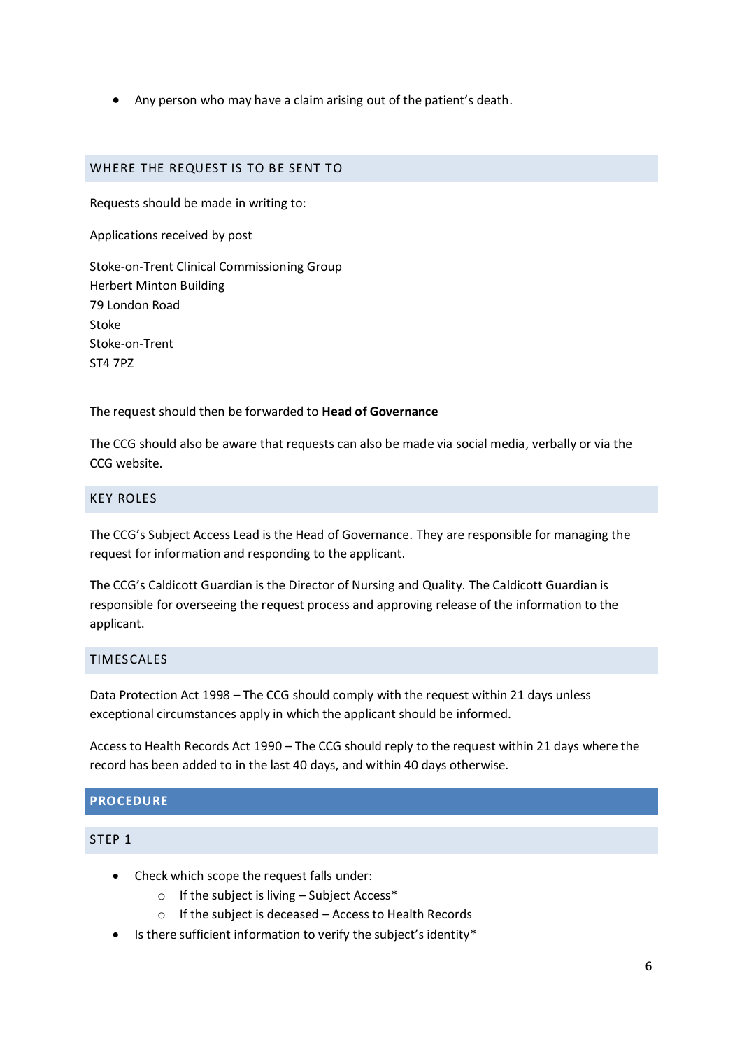- Any person who may have a claim arising out of the patient's death.

## WHERE THE REQUEST IS TO BE SENT TO

Requests should be made in writing to:

Applications received by post

Stoke-on-Trent Clinical Commissioning Group
Herbert Minton Building
79 London Road
Stoke
Stoke-on-Trent
ST4 7PZ

The request should then be forwarded to **Head of Governance**

The CCG should also be aware that requests can also be made via social media, verbally or via the CCG website.

## KEY ROLES

The CCG's Subject Access Lead is the Head of Governance. They are responsible for managing the request for information and responding to the applicant.

The CCG's Caldicott Guardian is the Director of Nursing and Quality. The Caldicott Guardian is responsible for overseeing the request process and approving release of the information to the applicant.

## TIMESCALES

Data Protection Act 1998 – The CCG should comply with the request within 21 days unless exceptional circumstances apply in which the applicant should be informed.

Access to Health Records Act 1990 – The CCG should reply to the request within 21 days where the record has been added to in the last 40 days, and within 40 days otherwise.

# PROCEDURE

## STEP 1

- Check which scope the request falls under:
  - If the subject is living – Subject Access*
  - If the subject is deceased – Access to Health Records
- Is there sufficient information to verify the subject's identity*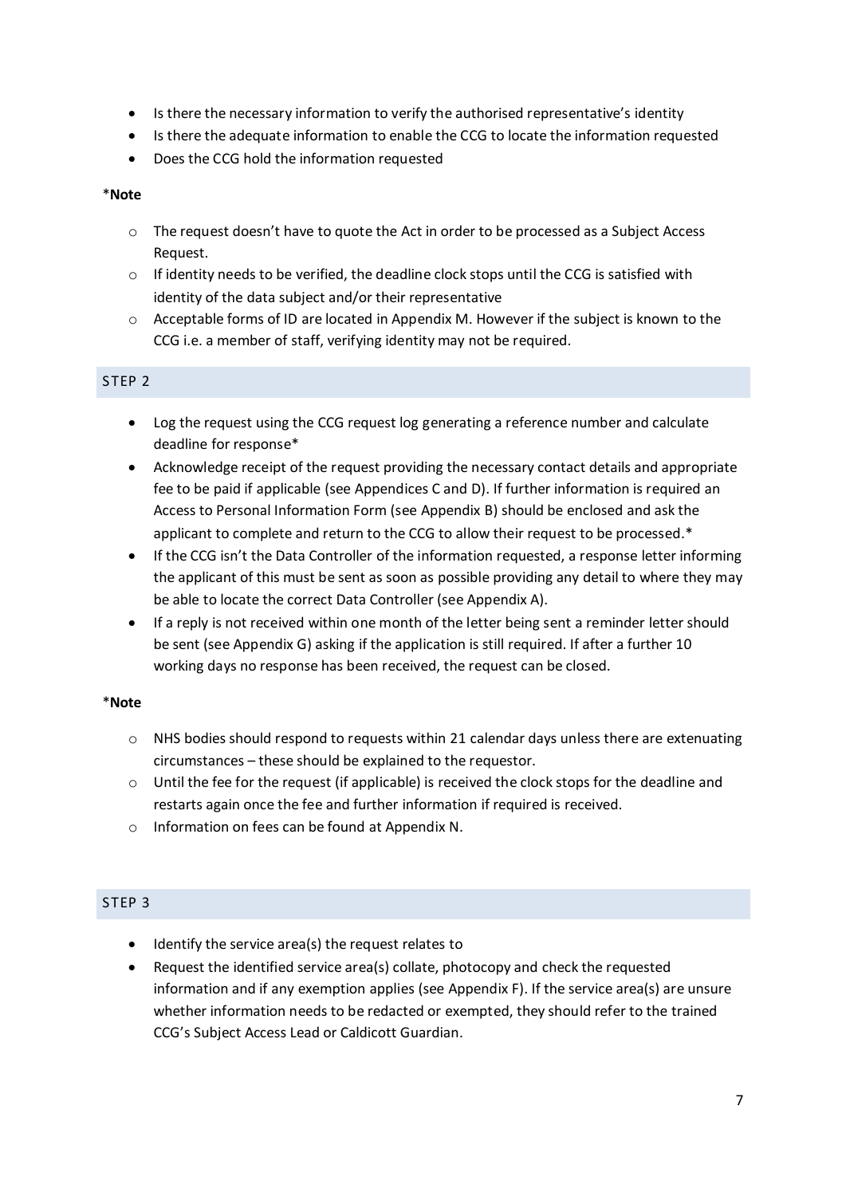- Is there the necessary information to verify the authorised representative's identity
- Is there the adequate information to enable the CCG to locate the information requested
- Does the CCG hold the information requested

*Note

- The request doesn't have to quote the Act in order to be processed as a Subject Access Request.
- If identity needs to be verified, the deadline clock stops until the CCG is satisfied with identity of the data subject and/or their representative
- Acceptable forms of ID are located in Appendix M. However if the subject is known to the CCG i.e. a member of staff, verifying identity may not be required.

## STEP 2

- Log the request using the CCG request log generating a reference number and calculate deadline for response*
- Acknowledge receipt of the request providing the necessary contact details and appropriate fee to be paid if applicable (see Appendices C and D). If further information is required an Access to Personal Information Form (see Appendix B) should be enclosed and ask the applicant to complete and return to the CCG to allow their request to be processed.*
- If the CCG isn't the Data Controller of the information requested, a response letter informing the applicant of this must be sent as soon as possible providing any detail to where they may be able to locate the correct Data Controller (see Appendix A).
- If a reply is not received within one month of the letter being sent a reminder letter should be sent (see Appendix G) asking if the application is still required. If after a further 10 working days no response has been received, the request can be closed.

*Note

- NHS bodies should respond to requests within 21 calendar days unless there are extenuating circumstances – these should be explained to the requestor.
- Until the fee for the request (if applicable) is received the clock stops for the deadline and restarts again once the fee and further information if required is received.
- Information on fees can be found at Appendix N.

## STEP 3

- Identify the service area(s) the request relates to
- Request the identified service area(s) collate, photocopy and check the requested information and if any exemption applies (see Appendix F). If the service area(s) are unsure whether information needs to be redacted or exempted, they should refer to the trained CCG's Subject Access Lead or Caldicott Guardian.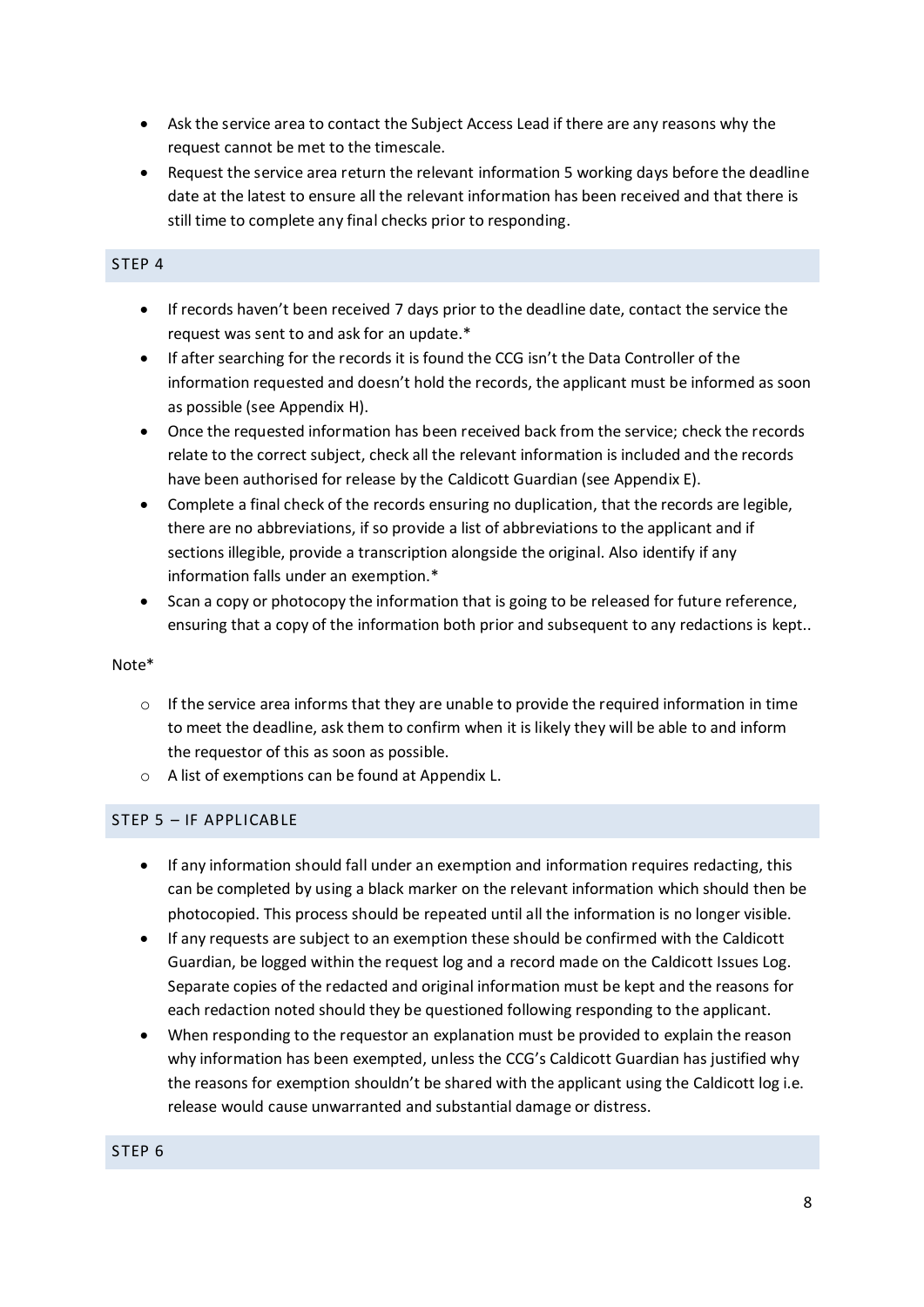- Ask the service area to contact the Subject Access Lead if there are any reasons why the request cannot be met to the timescale.
- Request the service area return the relevant information 5 working days before the deadline date at the latest to ensure all the relevant information has been received and that there is still time to complete any final checks prior to responding.

## STEP 4

- If records haven't been received 7 days prior to the deadline date, contact the service the request was sent to and ask for an update.*
- If after searching for the records it is found the CCG isn't the Data Controller of the information requested and doesn't hold the records, the applicant must be informed as soon as possible (see Appendix H).
- Once the requested information has been received back from the service; check the records relate to the correct subject, check all the relevant information is included and the records have been authorised for release by the Caldicott Guardian (see Appendix E).
- Complete a final check of the records ensuring no duplication, that the records are legible, there are no abbreviations, if so provide a list of abbreviations to the applicant and if sections illegible, provide a transcription alongside the original. Also identify if any information falls under an exemption.*
- Scan a copy or photocopy the information that is going to be released for future reference, ensuring that a copy of the information both prior and subsequent to any redactions is kept..

Note*

- If the service area informs that they are unable to provide the required information in time to meet the deadline, ask them to confirm when it is likely they will be able to and inform the requestor of this as soon as possible.
- A list of exemptions can be found at Appendix L.

## STEP 5 – IF APPLICABLE

- If any information should fall under an exemption and information requires redacting, this can be completed by using a black marker on the relevant information which should then be photocopied. This process should be repeated until all the information is no longer visible.
- If any requests are subject to an exemption these should be confirmed with the Caldicott Guardian, be logged within the request log and a record made on the Caldicott Issues Log. Separate copies of the redacted and original information must be kept and the reasons for each redaction noted should they be questioned following responding to the applicant.
- When responding to the requestor an explanation must be provided to explain the reason why information has been exempted, unless the CCG's Caldicott Guardian has justified why the reasons for exemption shouldn't be shared with the applicant using the Caldicott log i.e. release would cause unwarranted and substantial damage or distress.

## STEP 6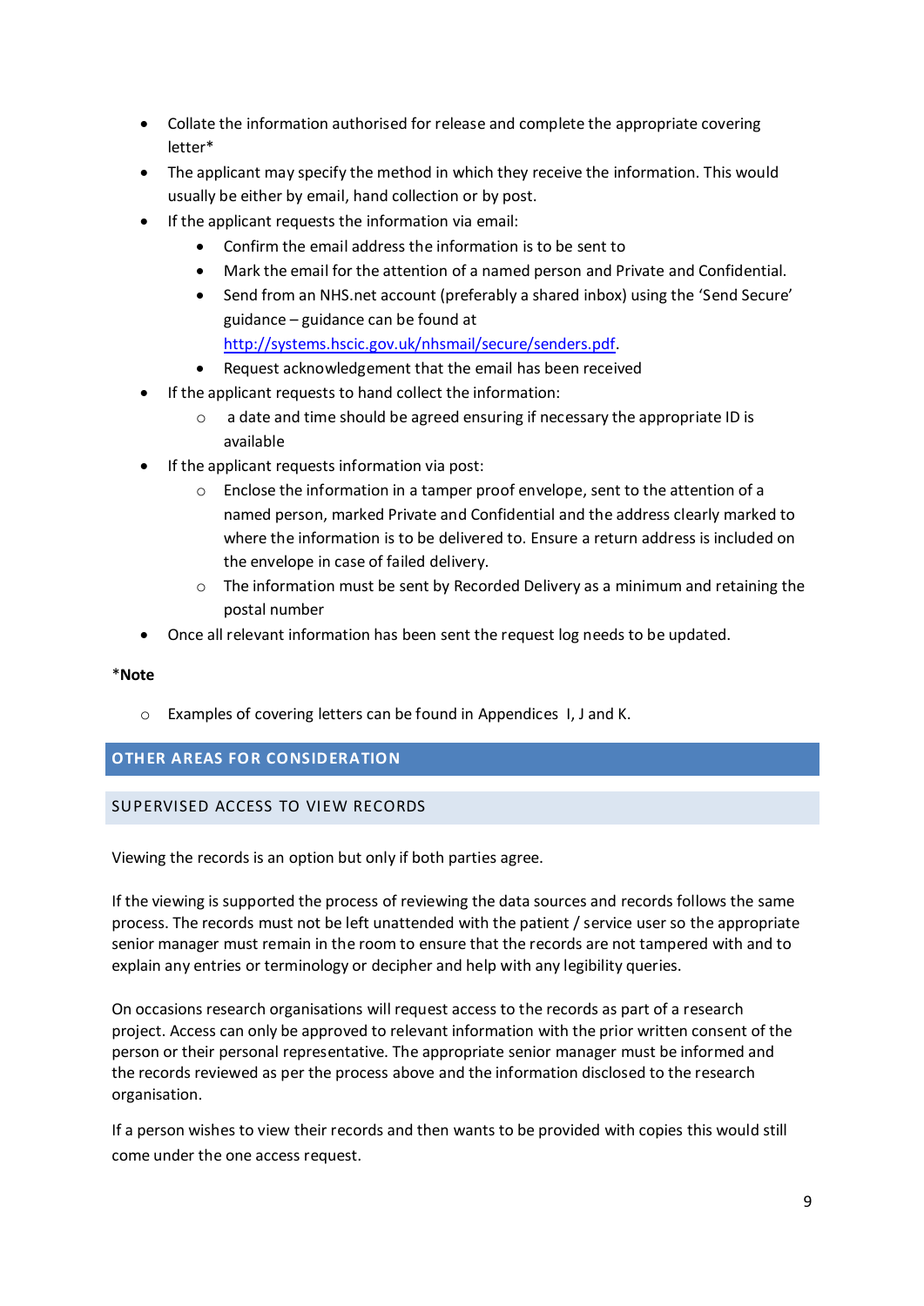- Collate the information authorised for release and complete the appropriate covering letter*
- The applicant may specify the method in which they receive the information. This would usually be either by email, hand collection or by post.
- If the applicant requests the information via email:
  - Confirm the email address the information is to be sent to
  - Mark the email for the attention of a named person and Private and Confidential.
  - Send from an NHS.net account (preferably a shared inbox) using the 'Send Secure' guidance – guidance can be found at [http://systems.hscic.gov.uk/nhsmail/secure/senders.pdf](http://systems.hscic.gov.uk/nhsmail/secure/senders.pdf).
  - Request acknowledgement that the email has been received
- If the applicant requests to hand collect the information:
  - a date and time should be agreed ensuring if necessary the appropriate ID is available
- If the applicant requests information via post:
  - Enclose the information in a tamper proof envelope, sent to the attention of a named person, marked Private and Confidential and the address clearly marked to where the information is to be delivered to. Ensure a return address is included on the envelope in case of failed delivery.
  - The information must be sent by Recorded Delivery as a minimum and retaining the postal number
- Once all relevant information has been sent the request log needs to be updated.

***Note**

- Examples of covering letters can be found in Appendices I, J and K.

## OTHER AREAS FOR CONSIDERATION

### SUPERVISED ACCESS TO VIEW RECORDS

Viewing the records is an option but only if both parties agree.

If the viewing is supported the process of reviewing the data sources and records follows the same process. The records must not be left unattended with the patient / service user so the appropriate senior manager must remain in the room to ensure that the records are not tampered with and to explain any entries or terminology or decipher and help with any legibility queries.

On occasions research organisations will request access to the records as part of a research project. Access can only be approved to relevant information with the prior written consent of the person or their personal representative. The appropriate senior manager must be informed and the records reviewed as per the process above and the information disclosed to the research organisation.

If a person wishes to view their records and then wants to be provided with copies this would still come under the one access request.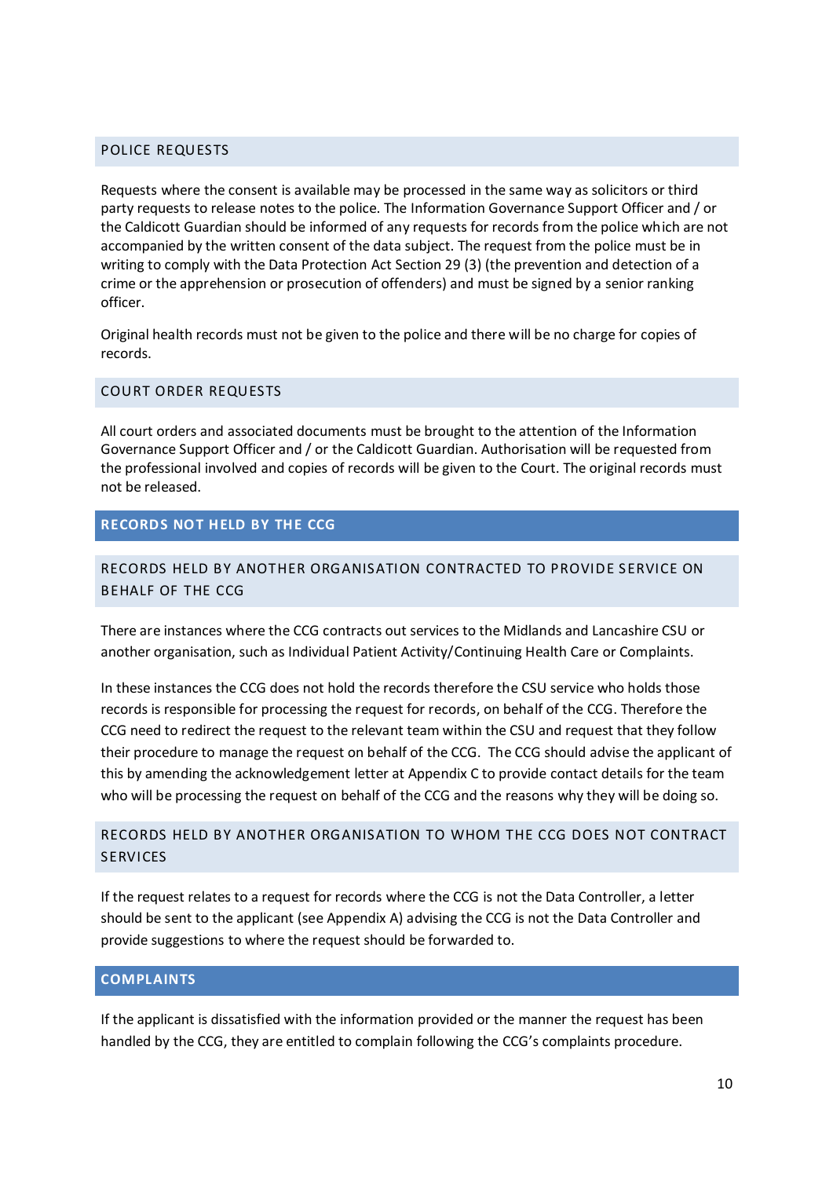### POLICE REQUESTS

Requests where the consent is available may be processed in the same way as solicitors or third party requests to release notes to the police. The Information Governance Support Officer and / or the Caldicott Guardian should be informed of any requests for records from the police which are not accompanied by the written consent of the data subject. The request from the police must be in writing to comply with the Data Protection Act Section 29 (3) (the prevention and detection of a crime or the apprehension or prosecution of offenders) and must be signed by a senior ranking officer.

Original health records must not be given to the police and there will be no charge for copies of records.

### COURT ORDER REQUESTS

All court orders and associated documents must be brought to the attention of the Information Governance Support Officer and / or the Caldicott Guardian. Authorisation will be requested from the professional involved and copies of records will be given to the Court. The original records must not be released.

## RECORDS NOT HELD BY THE CCG

### RECORDS HELD BY ANOTHER ORGANISATION CONTRACTED TO PROVIDE SERVICE ON BEHALF OF THE CCG

There are instances where the CCG contracts out services to the Midlands and Lancashire CSU or another organisation, such as Individual Patient Activity/Continuing Health Care or Complaints.

In these instances the CCG does not hold the records therefore the CSU service who holds those records is responsible for processing the request for records, on behalf of the CCG. Therefore the CCG need to redirect the request to the relevant team within the CSU and request that they follow their procedure to manage the request on behalf of the CCG. The CCG should advise the applicant of this by amending the acknowledgement letter at Appendix C to provide contact details for the team who will be processing the request on behalf of the CCG and the reasons why they will be doing so.

### RECORDS HELD BY ANOTHER ORGANISATION TO WHOM THE CCG DOES NOT CONTRACT SERVICES

If the request relates to a request for records where the CCG is not the Data Controller, a letter should be sent to the applicant (see Appendix A) advising the CCG is not the Data Controller and provide suggestions to where the request should be forwarded to.

## COMPLAINTS

If the applicant is dissatisfied with the information provided or the manner the request has been handled by the CCG, they are entitled to complain following the CCG's complaints procedure.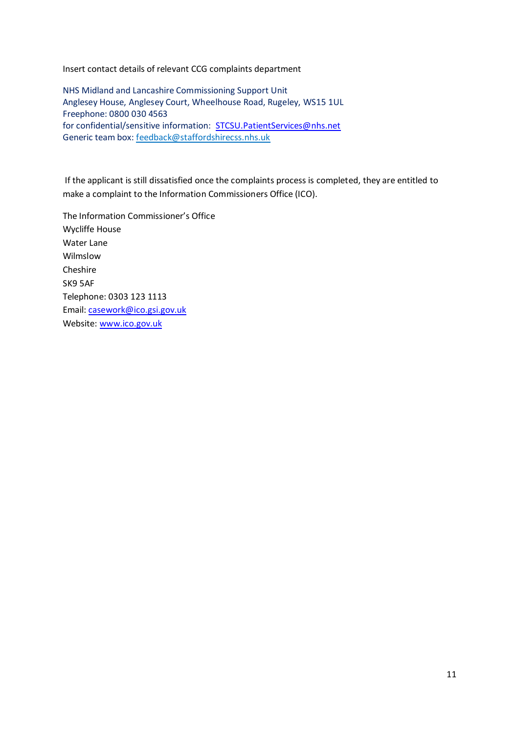Insert contact details of relevant CCG complaints department

NHS Midland and Lancashire Commissioning Support Unit
Anglesey House, Anglesey Court, Wheelhouse Road, Rugeley, WS15 1UL
Freephone: 0800 030 4563
for confidential/sensitive information: STCSU.PatientServices@nhs.net
Generic team box: feedback@staffordshirecss.nhs.uk

If the applicant is still dissatisfied once the complaints process is completed, they are entitled to make a complaint to the Information Commissioners Office (ICO).

The Information Commissioner's Office
Wycliffe House
Water Lane
Wilmslow
Cheshire
SK9 5AF
Telephone: 0303 123 1113
Email: casework@ico.gsi.gov.uk
Website: www.ico.gov.uk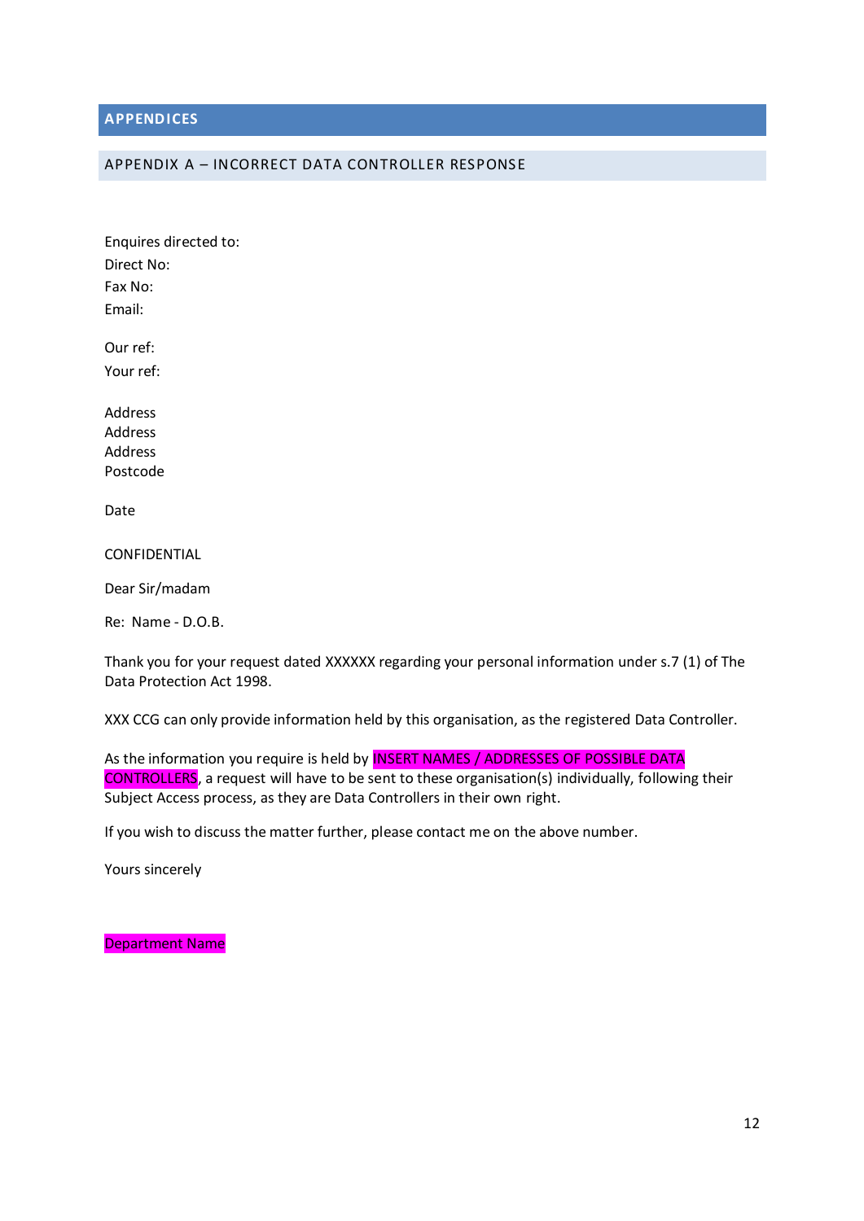# APPENDICES

## APPENDIX A – INCORRECT DATA CONTROLLER RESPONSE

Enquires directed to:
Direct No:
Fax No:
Email:

Our ref:
Your ref:

Address
Address
Address
Postcode

Date

CONFIDENTIAL

Dear Sir/madam

Re: Name - D.O.B.

Thank you for your request dated XXXXXX regarding your personal information under s.7 (1) of The Data Protection Act 1998.

XXX CCG can only provide information held by this organisation, as the registered Data Controller.

As the information you require is held by INSERT NAMES / ADDRESSES OF POSSIBLE DATA CONTROLLERS, a request will have to be sent to these organisation(s) individually, following their Subject Access process, as they are Data Controllers in their own right.

If you wish to discuss the matter further, please contact me on the above number.

Yours sincerely

Department Name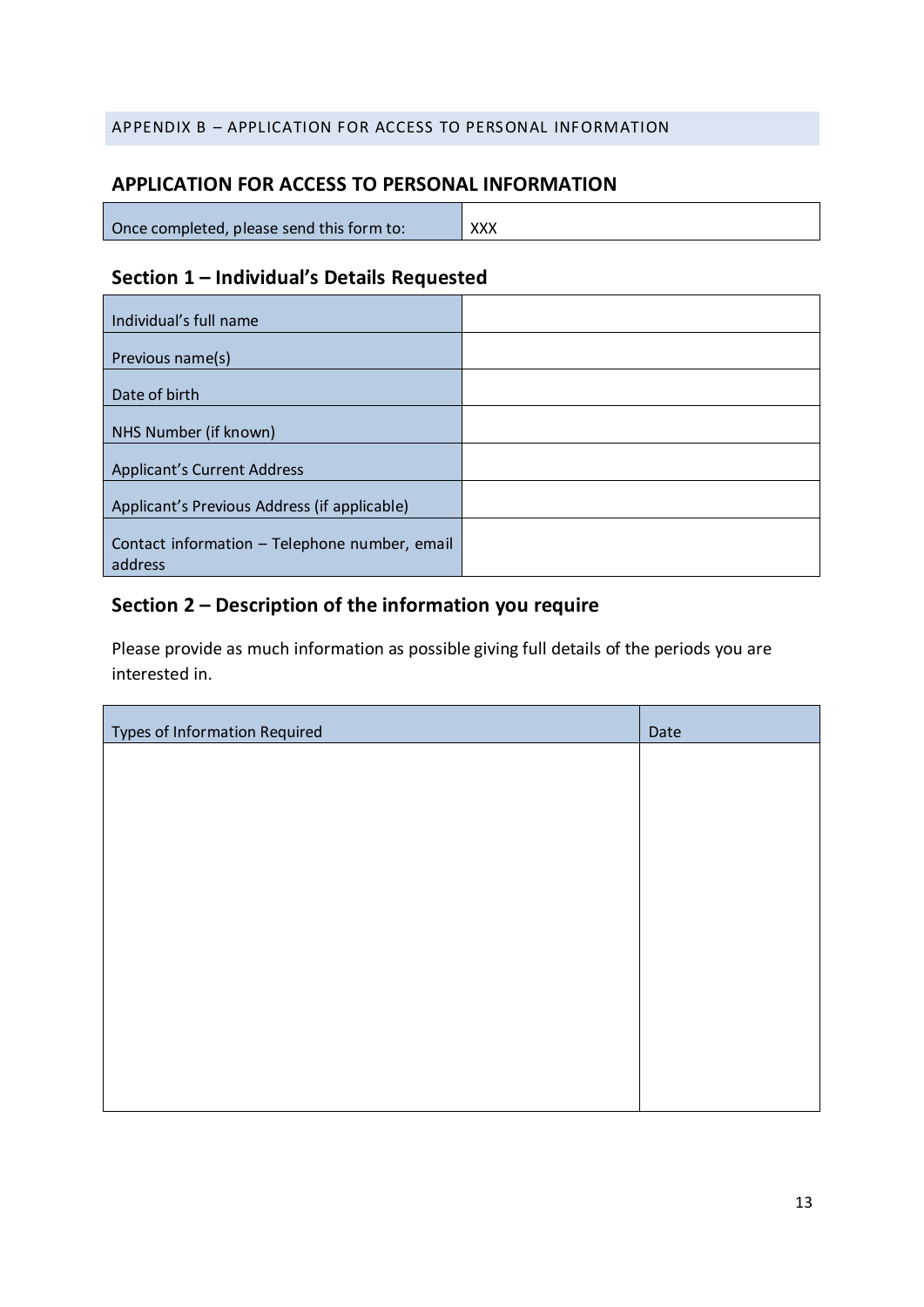APPENDIX B – APPLICATION FOR ACCESS TO PERSONAL INFORMATION

## APPLICATION FOR ACCESS TO PERSONAL INFORMATION

| Once completed, please send this form to: | XXX |
| --- | --- |

### Section 1 – Individual's Details Requested

| Individual's full name | |
| --- | --- |
| Previous name(s) | |
| Date of birth | |
| NHS Number (if known) | |
| Applicant's Current Address | |
| Applicant's Previous Address (if applicable) | |
| Contact information – Telephone number, email address | |

### Section 2 – Description of the information you require

Please provide as much information as possible giving full details of the periods you are interested in.

| Types of Information Required | Date |
| --- | --- |
| | |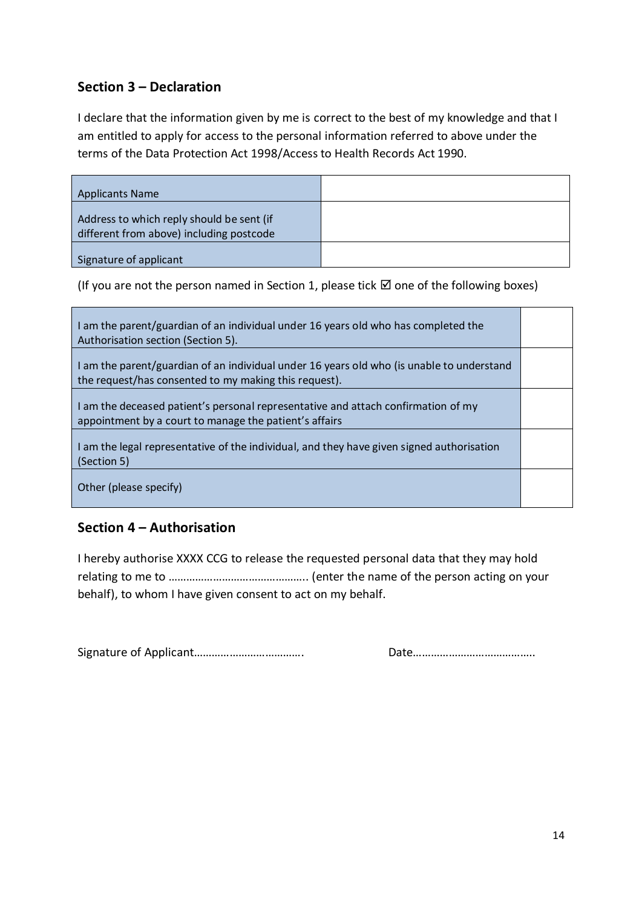## Section 3 – Declaration

I declare that the information given by me is correct to the best of my knowledge and that I am entitled to apply for access to the personal information referred to above under the terms of the Data Protection Act 1998/Access to Health Records Act 1990.

| | |
|---|---|
| Applicants Name | |
| Address to which reply should be sent (if different from above) including postcode | |
| Signature of applicant | |

(If you are not the person named in Section 1, please tick ☑ one of the following boxes)

| | |
|---|---|
| I am the parent/guardian of an individual under 16 years old who has completed the Authorisation section (Section 5). | |
| I am the parent/guardian of an individual under 16 years old who (is unable to understand the request/has consented to my making this request). | |
| I am the deceased patient's personal representative and attach confirmation of my appointment by a court to manage the patient's affairs | |
| I am the legal representative of the individual, and they have given signed authorisation (Section 5) | |
| Other (please specify) | |

## Section 4 – Authorisation

I hereby authorise XXXX CCG to release the requested personal data that they may hold relating to me to ……………………………………….. (enter the name of the person acting on your behalf), to whom I have given consent to act on my behalf.

Signature of Applicant………………………………. Date…………………………………..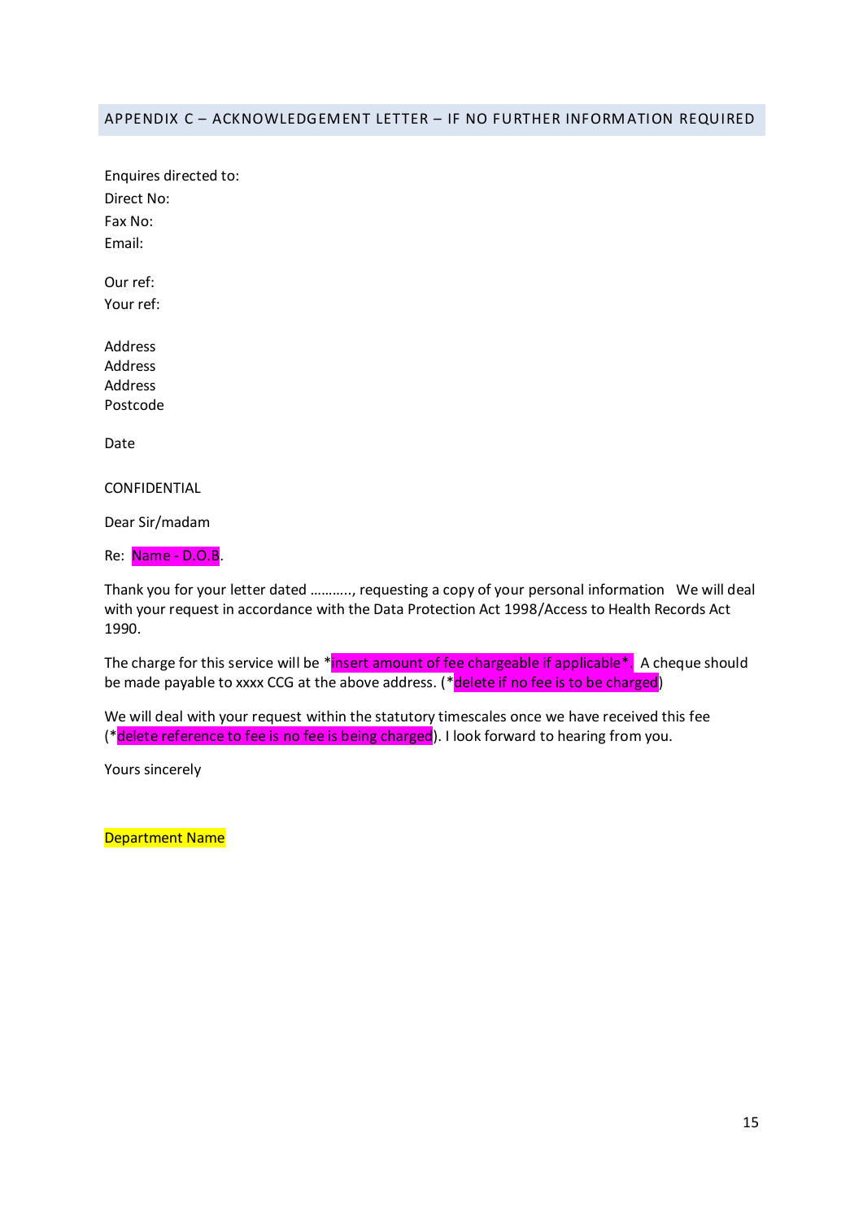## APPENDIX C – ACKNOWLEDGEMENT LETTER – IF NO FURTHER INFORMATION REQUIRED

Enquires directed to:
Direct No:
Fax No:
Email:

Our ref:
Your ref:

Address
Address
Address
Postcode

Date

CONFIDENTIAL

Dear Sir/madam

Re: Name - D.O.B.

Thank you for your letter dated ……….., requesting a copy of your personal information We will deal with your request in accordance with the Data Protection Act 1998/Access to Health Records Act 1990.

The charge for this service will be *insert amount of fee chargeable if applicable*. A cheque should be made payable to xxxx CCG at the above address. (*delete if no fee is to be charged)

We will deal with your request within the statutory timescales once we have received this fee (*delete reference to fee is no fee is being charged). I look forward to hearing from you.

Yours sincerely

Department Name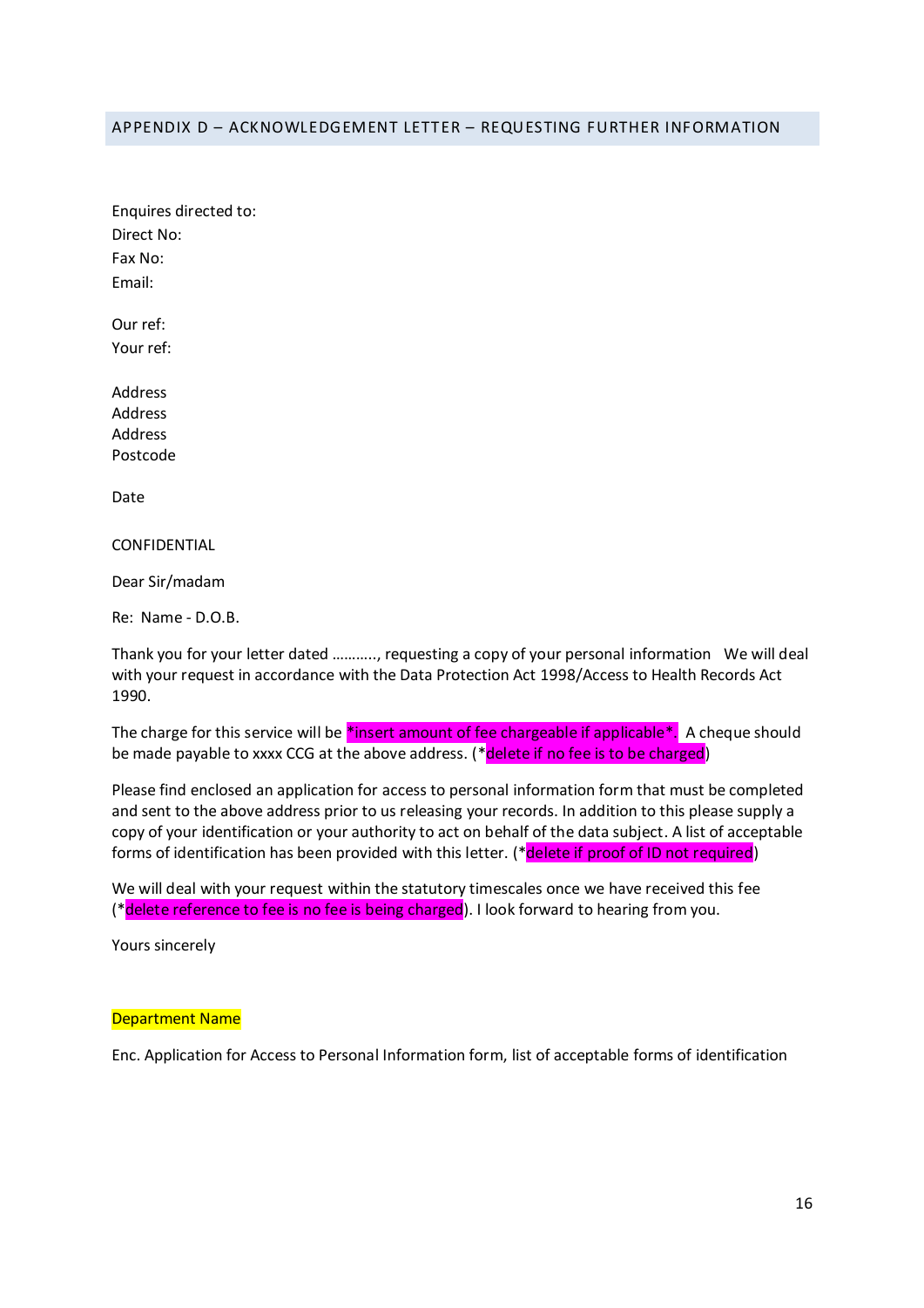## APPENDIX D – ACKNOWLEDGEMENT LETTER – REQUESTING FURTHER INFORMATION

Enquires directed to:
Direct No:
Fax No:
Email:

Our ref:
Your ref:

Address
Address
Address
Postcode

Date

CONFIDENTIAL

Dear Sir/madam

Re: Name - D.O.B.

Thank you for your letter dated ……….., requesting a copy of your personal information We will deal with your request in accordance with the Data Protection Act 1998/Access to Health Records Act 1990.

The charge for this service will be *insert amount of fee chargeable if applicable*. A cheque should be made payable to xxxx CCG at the above address. (*delete if no fee is to be charged)

Please find enclosed an application for access to personal information form that must be completed and sent to the above address prior to us releasing your records. In addition to this please supply a copy of your identification or your authority to act on behalf of the data subject. A list of acceptable forms of identification has been provided with this letter. (*delete if proof of ID not required)

We will deal with your request within the statutory timescales once we have received this fee (*delete reference to fee is no fee is being charged). I look forward to hearing from you.

Yours sincerely

Department Name

Enc. Application for Access to Personal Information form, list of acceptable forms of identification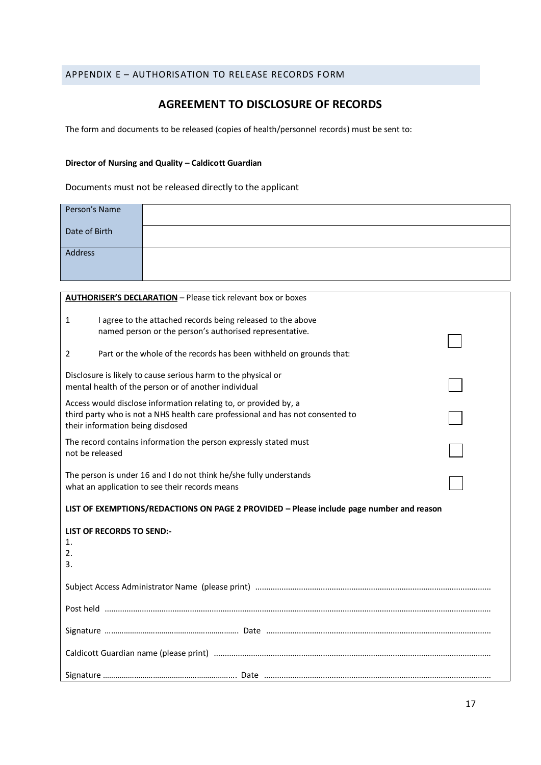## APPENDIX E – AUTHORISATION TO RELEASE RECORDS FORM

# AGREEMENT TO DISCLOSURE OF RECORDS

The form and documents to be released (copies of health/personnel records) must be sent to:

**Director of Nursing and Quality – Caldicott Guardian**

Documents must not be released directly to the applicant

| Person's Name | |
|---|---|
| Date of Birth | |
| Address | |

**AUTHORISER'S DECLARATION** – Please tick relevant box or boxes

1 I agree to the attached records being released to the above named person or the person's authorised representative. ☐

2 Part or the whole of the records has been withheld on grounds that:

Disclosure is likely to cause serious harm to the physical or mental health of the person or of another individual ☐

Access would disclose information relating to, or provided by, a third party who is not a NHS health care professional and has not consented to their information being disclosed ☐

The record contains information the person expressly stated must not be released ☐

The person is under 16 and I do not think he/she fully understands what an application to see their records means ☐

**LIST OF EXEMPTIONS/REDACTIONS ON PAGE 2 PROVIDED – Please include page number and reason**

**LIST OF RECORDS TO SEND:-**

1.
2.
3.

Subject Access Administrator Name (please print) ..........................................................................................................

Post held ..........................................................................................................................................................................

Signature ………………………………………………………. Date ......................................................................................

Caldicott Guardian name (please print) ...........................................................................................................................

Signature ………………………………………………………. Date ......................................................................................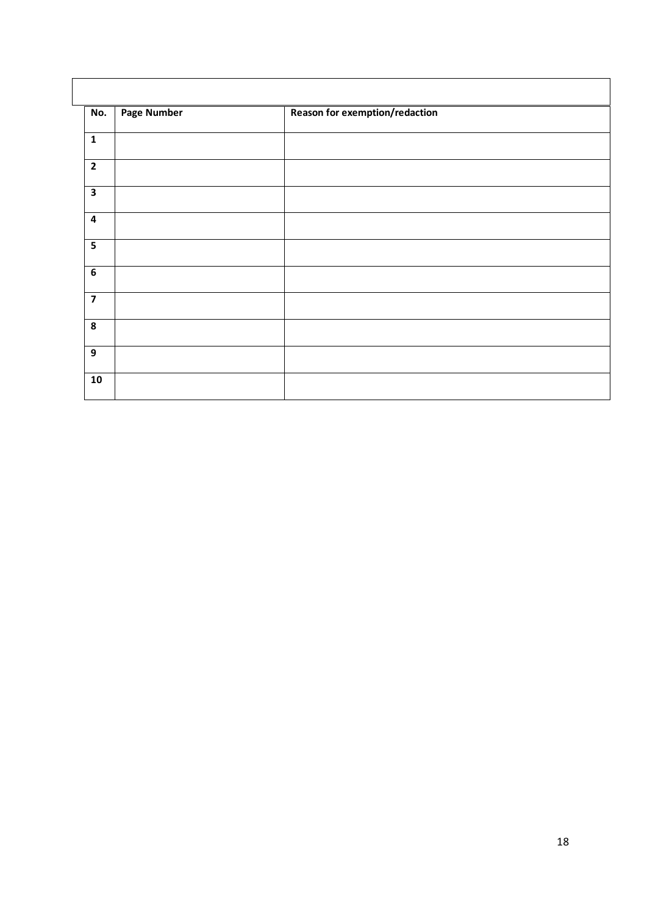| No. | Page Number | Reason for exemption/redaction |
|---|---|---|
| 1 | | |
| 2 | | |
| 3 | | |
| 4 | | |
| 5 | | |
| 6 | | |
| 7 | | |
| 8 | | |
| 9 | | |
| 10 | | |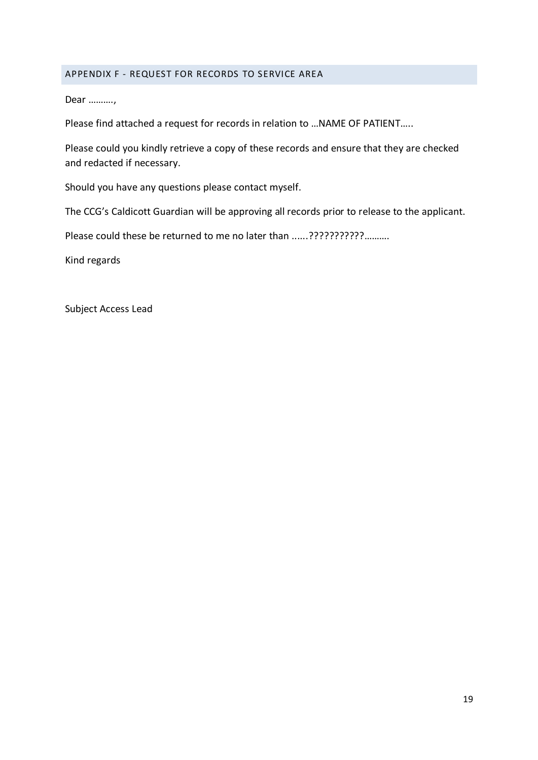## APPENDIX F - REQUEST FOR RECORDS TO SERVICE AREA

Dear ……….,

Please find attached a request for records in relation to …NAME OF PATIENT…..

Please could you kindly retrieve a copy of these records and ensure that they are checked and redacted if necessary.

Should you have any questions please contact myself.

The CCG's Caldicott Guardian will be approving all records prior to release to the applicant.

Please could these be returned to me no later than ......???????????……….

Kind regards

Subject Access Lead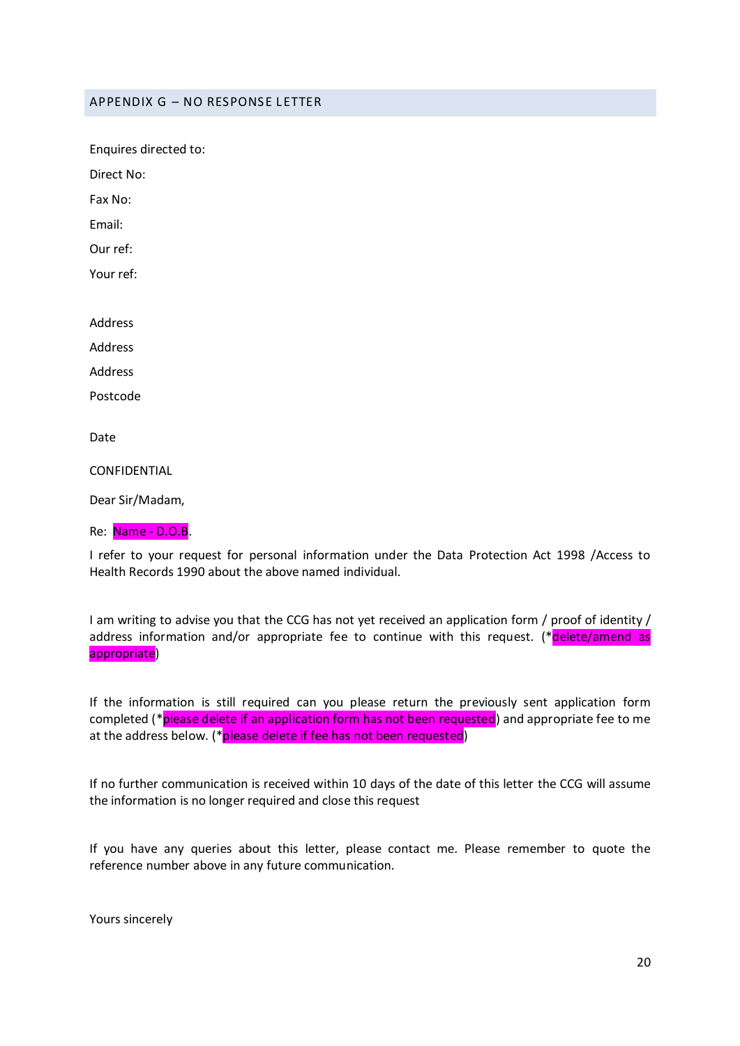## APPENDIX G – NO RESPONSE LETTER

Enquires directed to:

Direct No:

Fax No:

Email:

Our ref:

Your ref:

Address

Address

Address

Postcode

Date

CONFIDENTIAL

Dear Sir/Madam,

Re: Name - D.O.B.

I refer to your request for personal information under the Data Protection Act 1998 /Access to Health Records 1990 about the above named individual.

I am writing to advise you that the CCG has not yet received an application form / proof of identity / address information and/or appropriate fee to continue with this request. (*delete/amend as appropriate)

If the information is still required can you please return the previously sent application form completed (*please delete if an application form has not been requested) and appropriate fee to me at the address below. (*please delete if fee has not been requested)

If no further communication is received within 10 days of the date of this letter the CCG will assume the information is no longer required and close this request

If you have any queries about this letter, please contact me. Please remember to quote the reference number above in any future communication.

Yours sincerely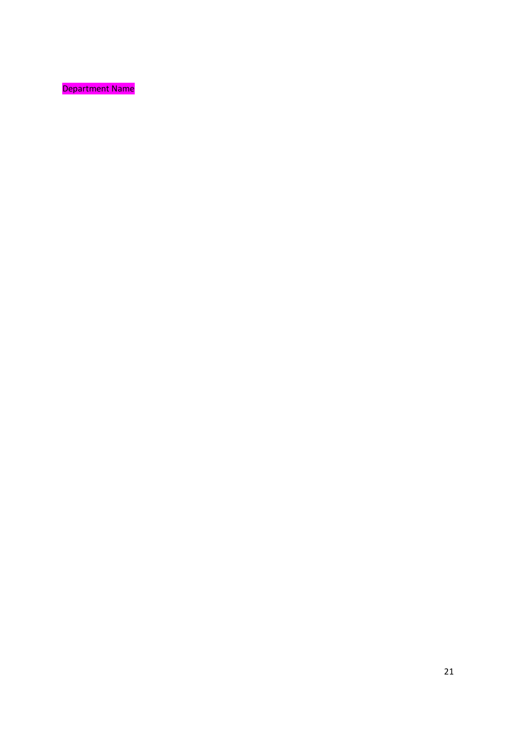Department Name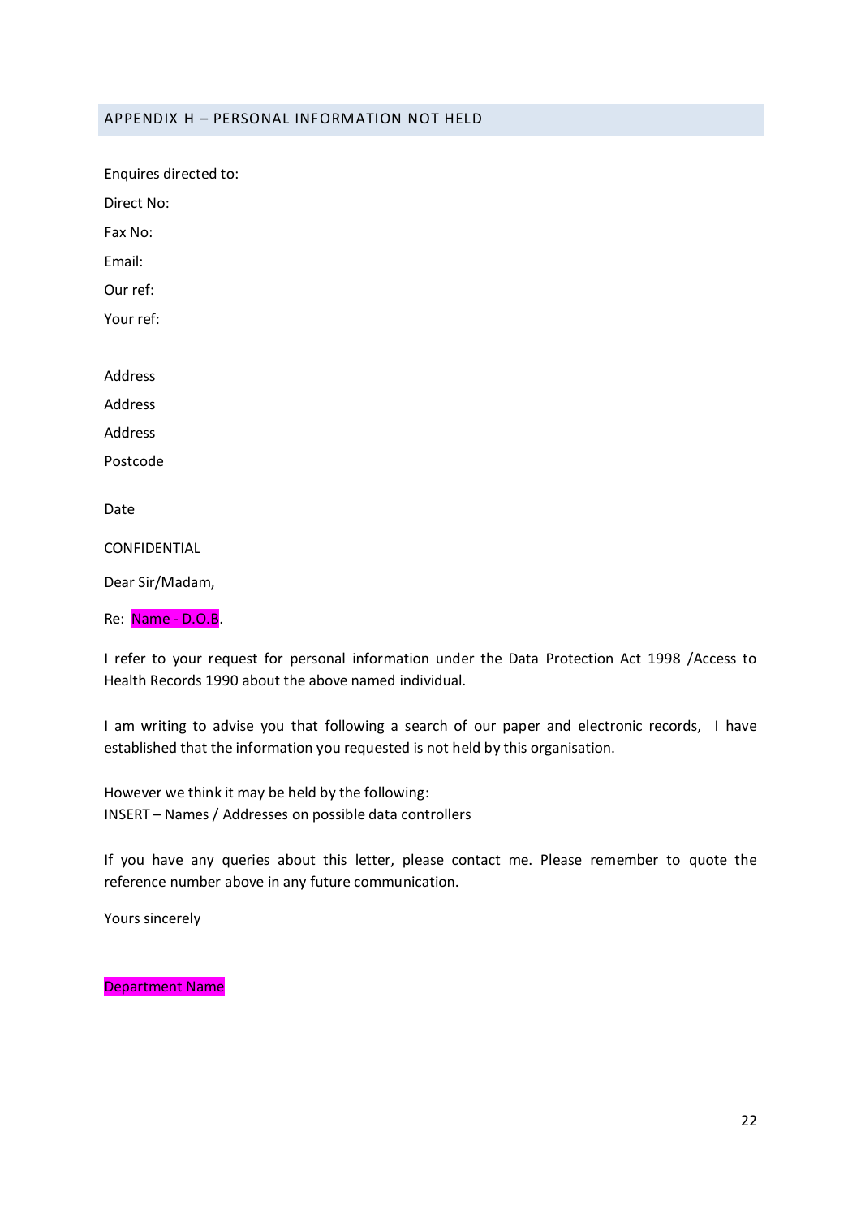## APPENDIX H – PERSONAL INFORMATION NOT HELD

Enquires directed to:

Direct No:

Fax No:

Email:

Our ref:

Your ref:

Address

Address

Address

Postcode

Date

CONFIDENTIAL

Dear Sir/Madam,

Re: Name - D.O.B.

I refer to your request for personal information under the Data Protection Act 1998 /Access to Health Records 1990 about the above named individual.

I am writing to advise you that following a search of our paper and electronic records, I have established that the information you requested is not held by this organisation.

However we think it may be held by the following:
INSERT – Names / Addresses on possible data controllers

If you have any queries about this letter, please contact me. Please remember to quote the reference number above in any future communication.

Yours sincerely

Department Name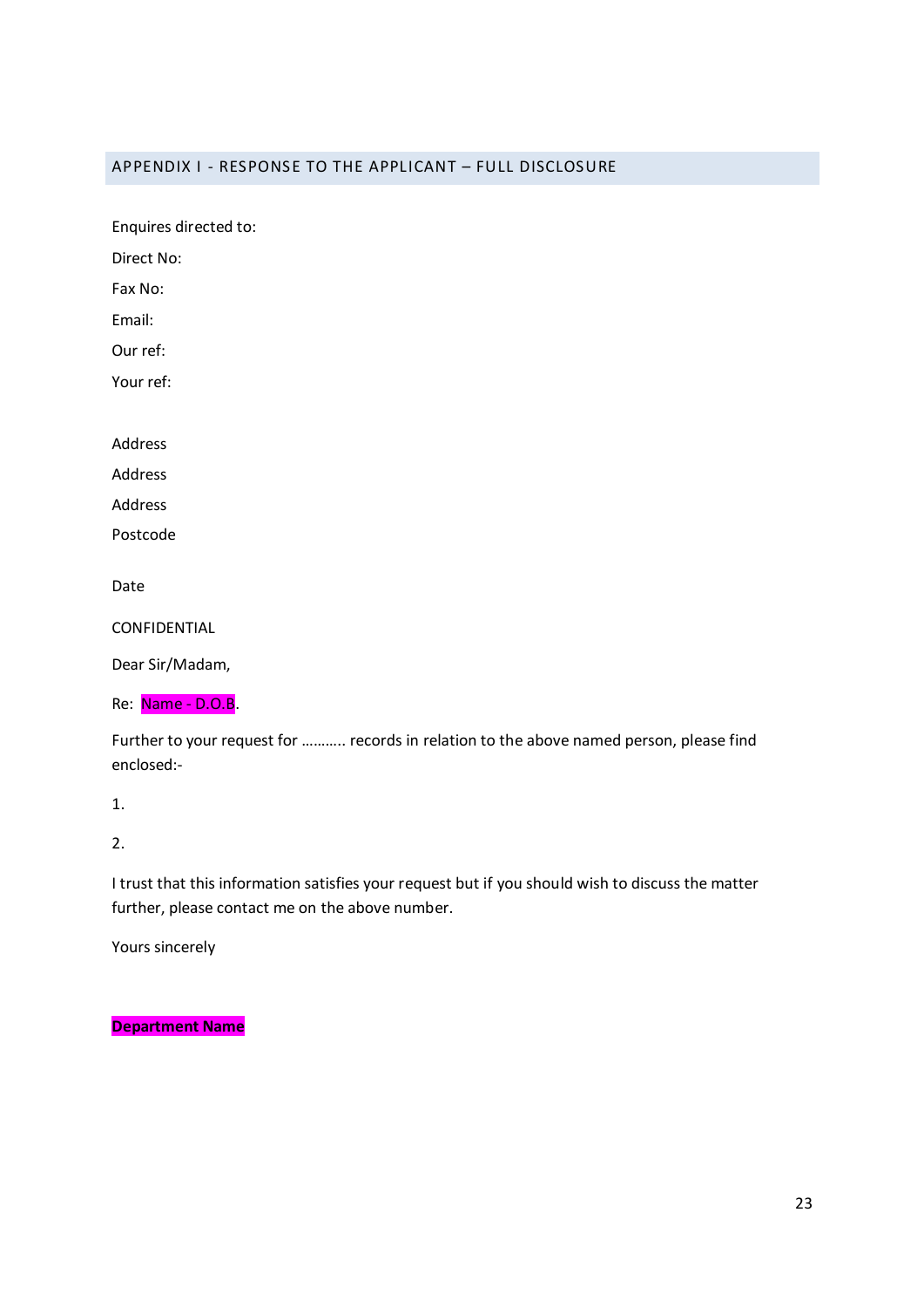## APPENDIX I - RESPONSE TO THE APPLICANT – FULL DISCLOSURE

Enquires directed to:

Direct No:

Fax No:

Email:

Our ref:

Your ref:

Address

Address

Address

Postcode

Date

CONFIDENTIAL

Dear Sir/Madam,

Re: Name - D.O.B.

Further to your request for ……….. records in relation to the above named person, please find enclosed:-

1.

2.

I trust that this information satisfies your request but if you should wish to discuss the matter further, please contact me on the above number.

Yours sincerely

**Department Name**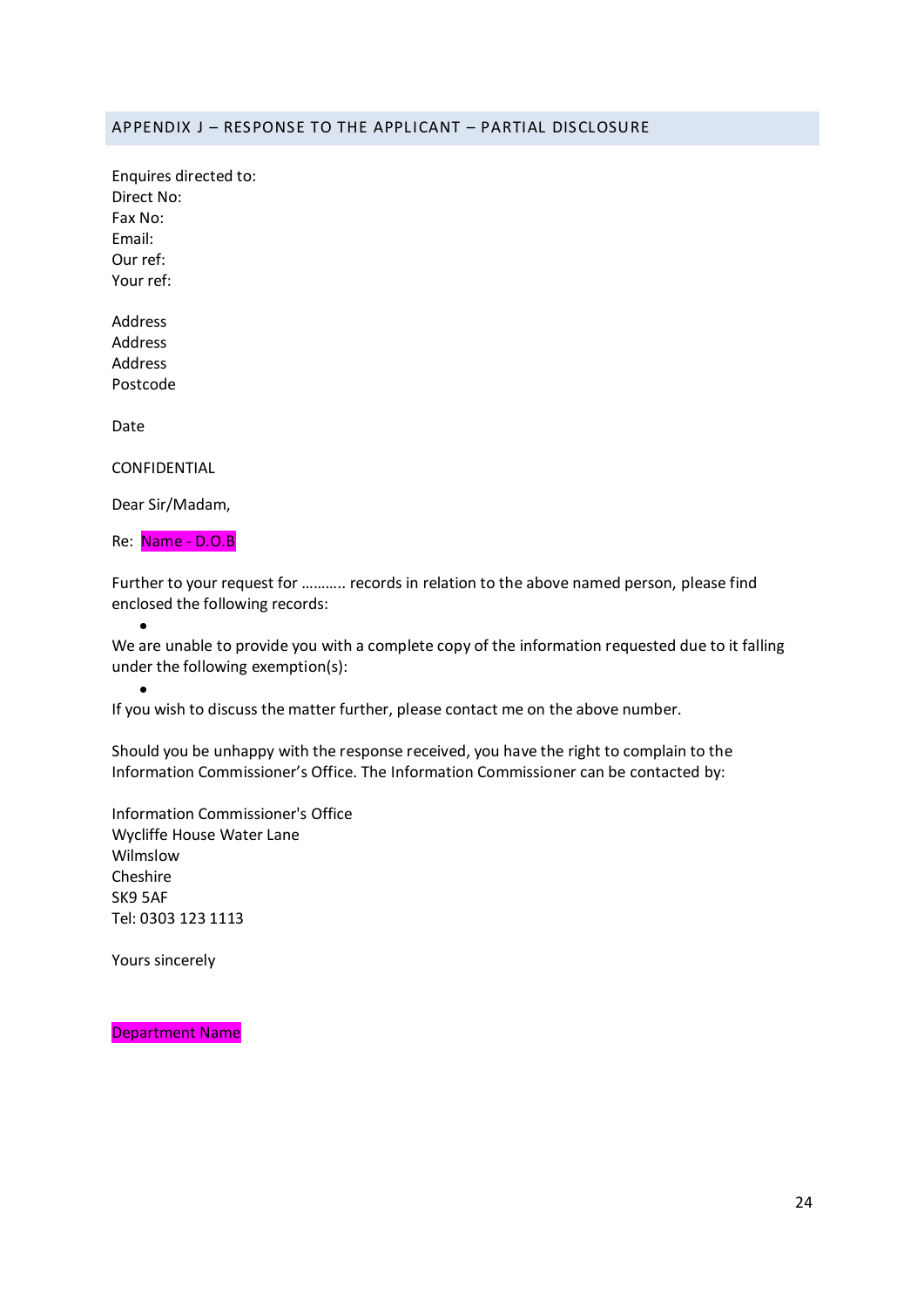## APPENDIX J – RESPONSE TO THE APPLICANT – PARTIAL DISCLOSURE

Enquires directed to:
Direct No:
Fax No:
Email:
Our ref:
Your ref:

Address
Address
Address
Postcode

Date

CONFIDENTIAL

Dear Sir/Madam,

Re: Name - D.O.B

Further to your request for ……….. records in relation to the above named person, please find enclosed the following records:

- 

We are unable to provide you with a complete copy of the information requested due to it falling under the following exemption(s):

- 

If you wish to discuss the matter further, please contact me on the above number.

Should you be unhappy with the response received, you have the right to complain to the Information Commissioner's Office. The Information Commissioner can be contacted by:

Information Commissioner's Office
Wycliffe House Water Lane
Wilmslow
Cheshire
SK9 5AF
Tel: 0303 123 1113

Yours sincerely

Department Name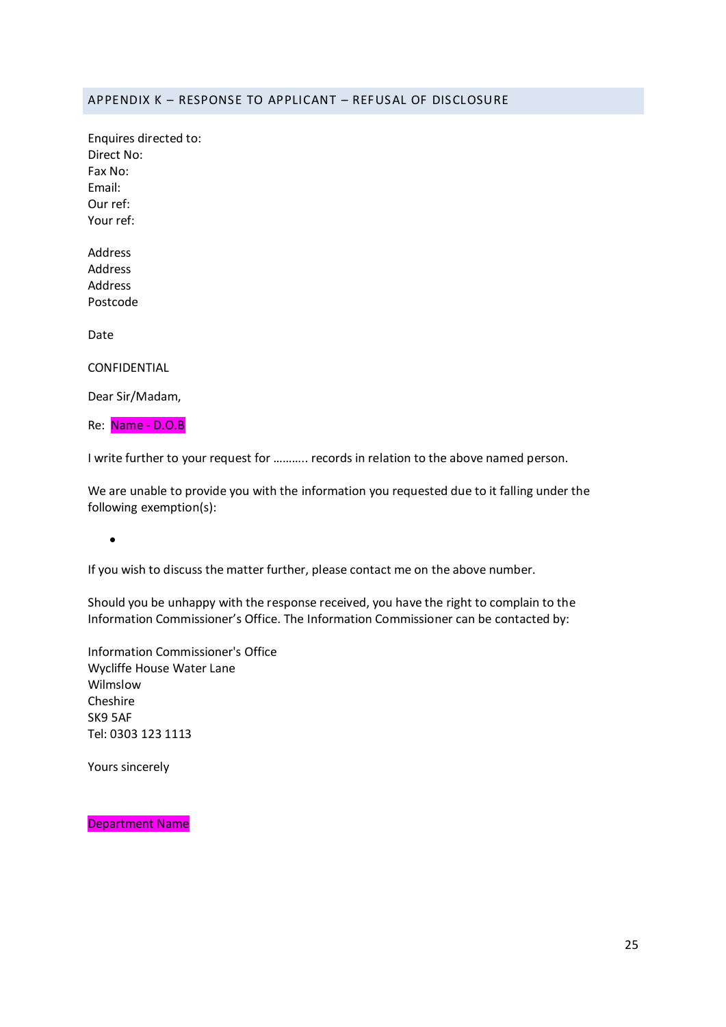## APPENDIX K – RESPONSE TO APPLICANT – REFUSAL OF DISCLOSURE

Enquires directed to:
Direct No:
Fax No:
Email:
Our ref:
Your ref:

Address
Address
Address
Postcode

Date

CONFIDENTIAL

Dear Sir/Madam,

Re: Name - D.O.B

I write further to your request for ……….. records in relation to the above named person.

We are unable to provide you with the information you requested due to it falling under the following exemption(s):

- 

If you wish to discuss the matter further, please contact me on the above number.

Should you be unhappy with the response received, you have the right to complain to the Information Commissioner's Office. The Information Commissioner can be contacted by:

Information Commissioner's Office
Wycliffe House Water Lane
Wilmslow
Cheshire
SK9 5AF
Tel: 0303 123 1113

Yours sincerely

Department Name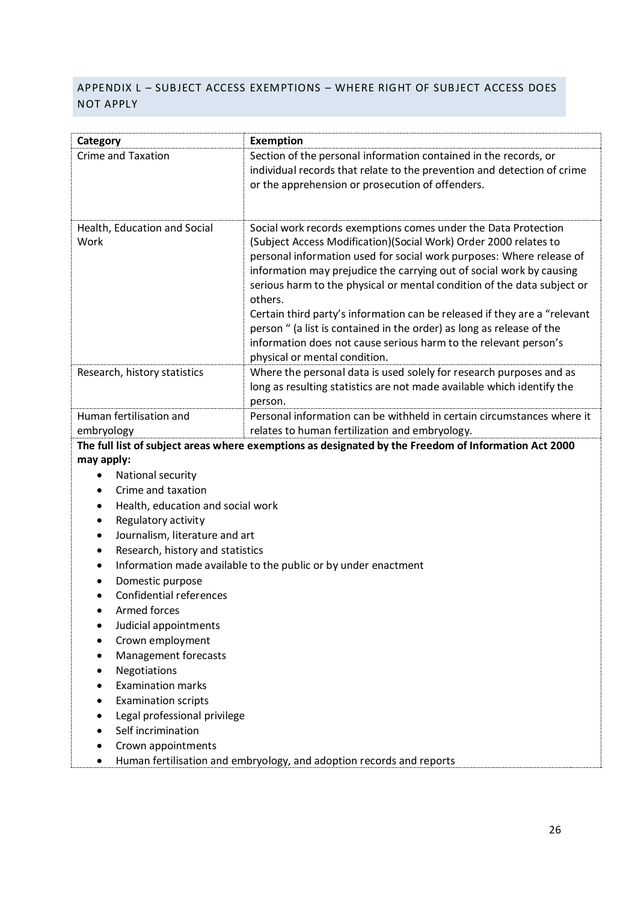## APPENDIX L – SUBJECT ACCESS EXEMPTIONS – WHERE RIGHT OF SUBJECT ACCESS DOES NOT APPLY

| Category | Exemption |
|---|---|
| Crime and Taxation | Section of the personal information contained in the records, or individual records that relate to the prevention and detection of crime or the apprehension or prosecution of offenders. |
| Health, Education and Social Work | Social work records exemptions comes under the Data Protection (Subject Access Modification)(Social Work) Order 2000 relates to personal information used for social work purposes: Where release of information may prejudice the carrying out of social work by causing serious harm to the physical or mental condition of the data subject or others.<br>Certain third party's information can be released if they are a "relevant person " (a list is contained in the order) as long as release of the information does not cause serious harm to the relevant person's physical or mental condition. |
| Research, history statistics | Where the personal data is used solely for research purposes and as long as resulting statistics are not made available which identify the person. |
| Human fertilisation and embryology | Personal information can be withheld in certain circumstances where it relates to human fertilization and embryology. |

**The full list of subject areas where exemptions as designated by the Freedom of Information Act 2000 may apply:**

- National security
- Crime and taxation
- Health, education and social work
- Regulatory activity
- Journalism, literature and art
- Research, history and statistics
- Information made available to the public or by under enactment
- Domestic purpose
- Confidential references
- Armed forces
- Judicial appointments
- Crown employment
- Management forecasts
- Negotiations
- Examination marks
- Examination scripts
- Legal professional privilege
- Self incrimination
- Crown appointments
- Human fertilisation and embryology, and adoption records and reports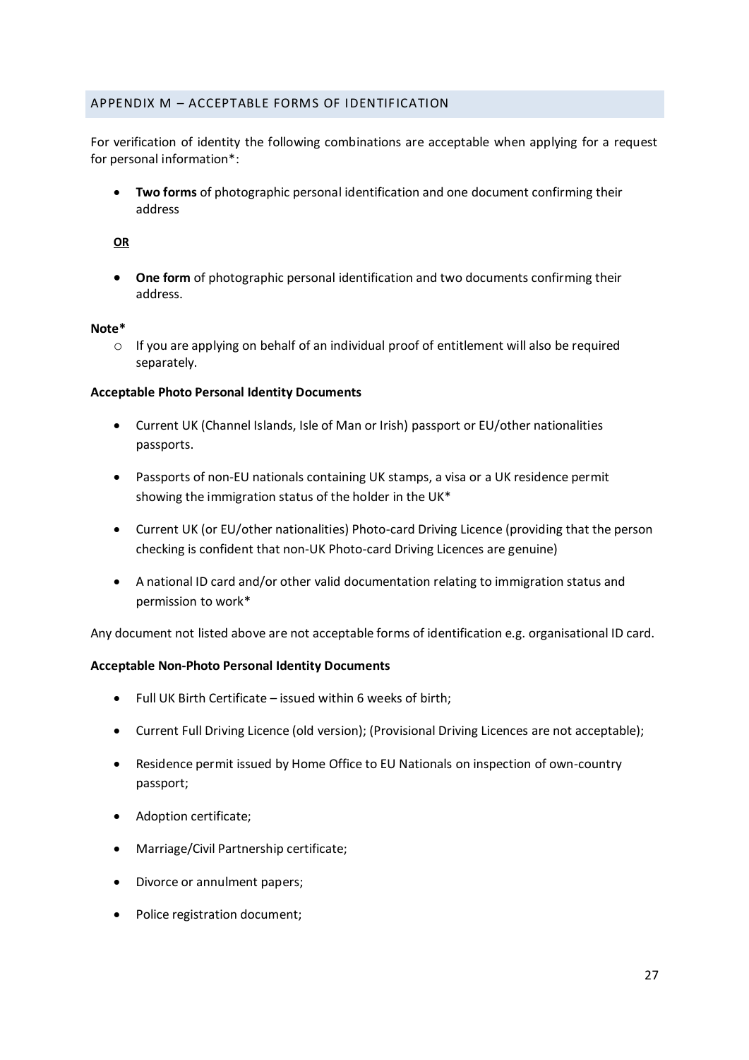## APPENDIX M – ACCEPTABLE FORMS OF IDENTIFICATION

For verification of identity the following combinations are acceptable when applying for a request for personal information*:

- **Two forms** of photographic personal identification and one document confirming their address

**OR**

- **One form** of photographic personal identification and two documents confirming their address.

**Note***

- If you are applying on behalf of an individual proof of entitlement will also be required separately.

**Acceptable Photo Personal Identity Documents**

- Current UK (Channel Islands, Isle of Man or Irish) passport or EU/other nationalities passports.
- Passports of non-EU nationals containing UK stamps, a visa or a UK residence permit showing the immigration status of the holder in the UK*
- Current UK (or EU/other nationalities) Photo-card Driving Licence (providing that the person checking is confident that non-UK Photo-card Driving Licences are genuine)
- A national ID card and/or other valid documentation relating to immigration status and permission to work*

Any document not listed above are not acceptable forms of identification e.g. organisational ID card.

**Acceptable Non-Photo Personal Identity Documents**

- Full UK Birth Certificate – issued within 6 weeks of birth;
- Current Full Driving Licence (old version); (Provisional Driving Licences are not acceptable);
- Residence permit issued by Home Office to EU Nationals on inspection of own-country passport;
- Adoption certificate;
- Marriage/Civil Partnership certificate;
- Divorce or annulment papers;
- Police registration document;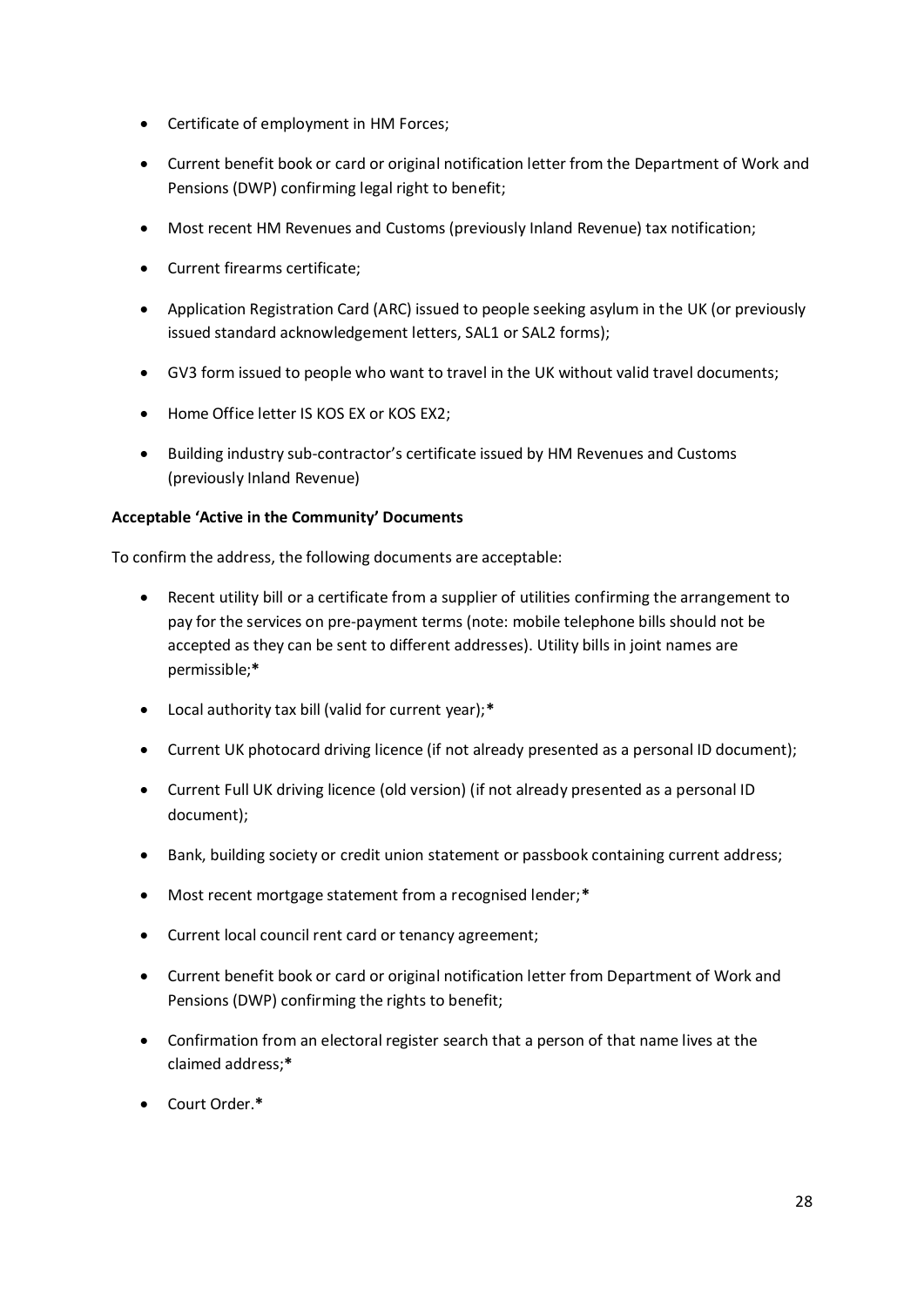- Certificate of employment in HM Forces;
- Current benefit book or card or original notification letter from the Department of Work and Pensions (DWP) confirming legal right to benefit;
- Most recent HM Revenues and Customs (previously Inland Revenue) tax notification;
- Current firearms certificate;
- Application Registration Card (ARC) issued to people seeking asylum in the UK (or previously issued standard acknowledgement letters, SAL1 or SAL2 forms);
- GV3 form issued to people who want to travel in the UK without valid travel documents;
- Home Office letter IS KOS EX or KOS EX2;
- Building industry sub-contractor's certificate issued by HM Revenues and Customs (previously Inland Revenue)

**Acceptable 'Active in the Community' Documents**

To confirm the address, the following documents are acceptable:

- Recent utility bill or a certificate from a supplier of utilities confirming the arrangement to pay for the services on pre-payment terms (note: mobile telephone bills should not be accepted as they can be sent to different addresses). Utility bills in joint names are permissible;**\***
- Local authority tax bill (valid for current year);**\***
- Current UK photocard driving licence (if not already presented as a personal ID document);
- Current Full UK driving licence (old version) (if not already presented as a personal ID document);
- Bank, building society or credit union statement or passbook containing current address;
- Most recent mortgage statement from a recognised lender;**\***
- Current local council rent card or tenancy agreement;
- Current benefit book or card or original notification letter from Department of Work and Pensions (DWP) confirming the rights to benefit;
- Confirmation from an electoral register search that a person of that name lives at the claimed address;**\***
- Court Order.**\***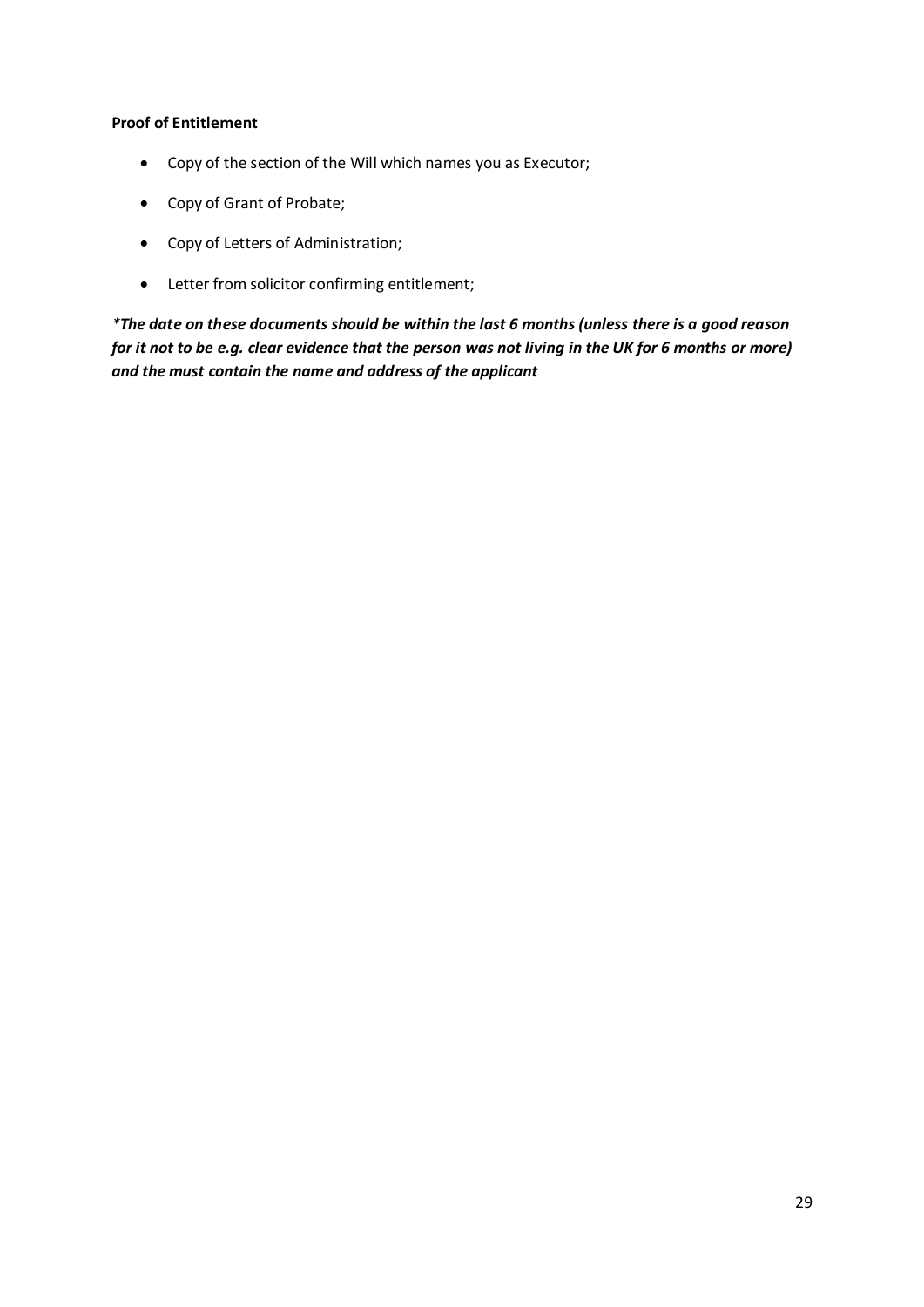**Proof of Entitlement**

- Copy of the section of the Will which names you as Executor;
- Copy of Grant of Probate;
- Copy of Letters of Administration;
- Letter from solicitor confirming entitlement;

***The date on these documents should be within the last 6 months (unless there is a good reason for it not to be e.g. clear evidence that the person was not living in the UK for 6 months or more) and the must contain the name and address of the applicant***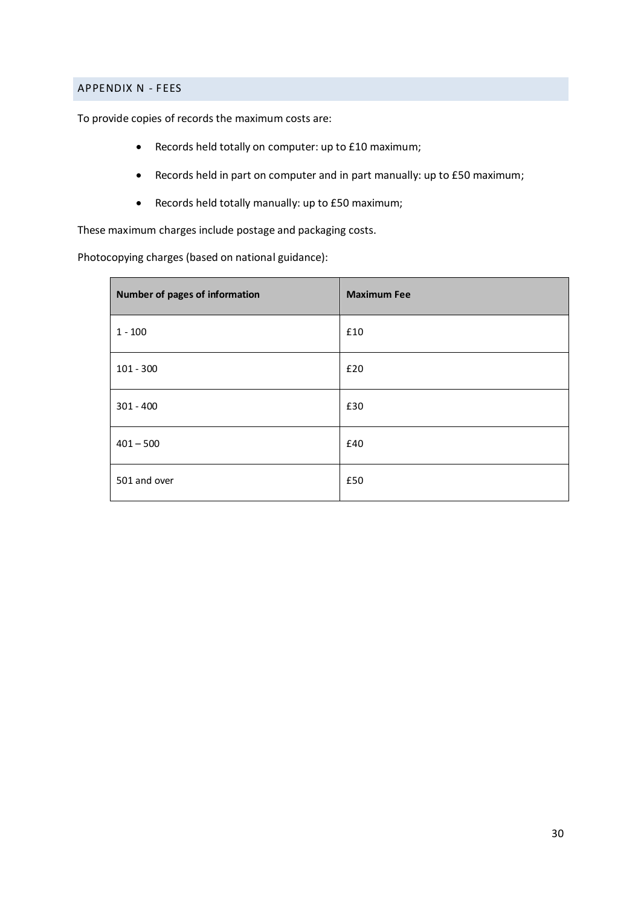## APPENDIX N - FEES

To provide copies of records the maximum costs are:

- Records held totally on computer: up to £10 maximum;
- Records held in part on computer and in part manually: up to £50 maximum;
- Records held totally manually: up to £50 maximum;

These maximum charges include postage and packaging costs.

Photocopying charges (based on national guidance):

| Number of pages of information | Maximum Fee |
|---|---|
| 1 - 100 | £10 |
| 101 - 300 | £20 |
| 301 - 400 | £30 |
| 401 – 500 | £40 |
| 501 and over | £50 |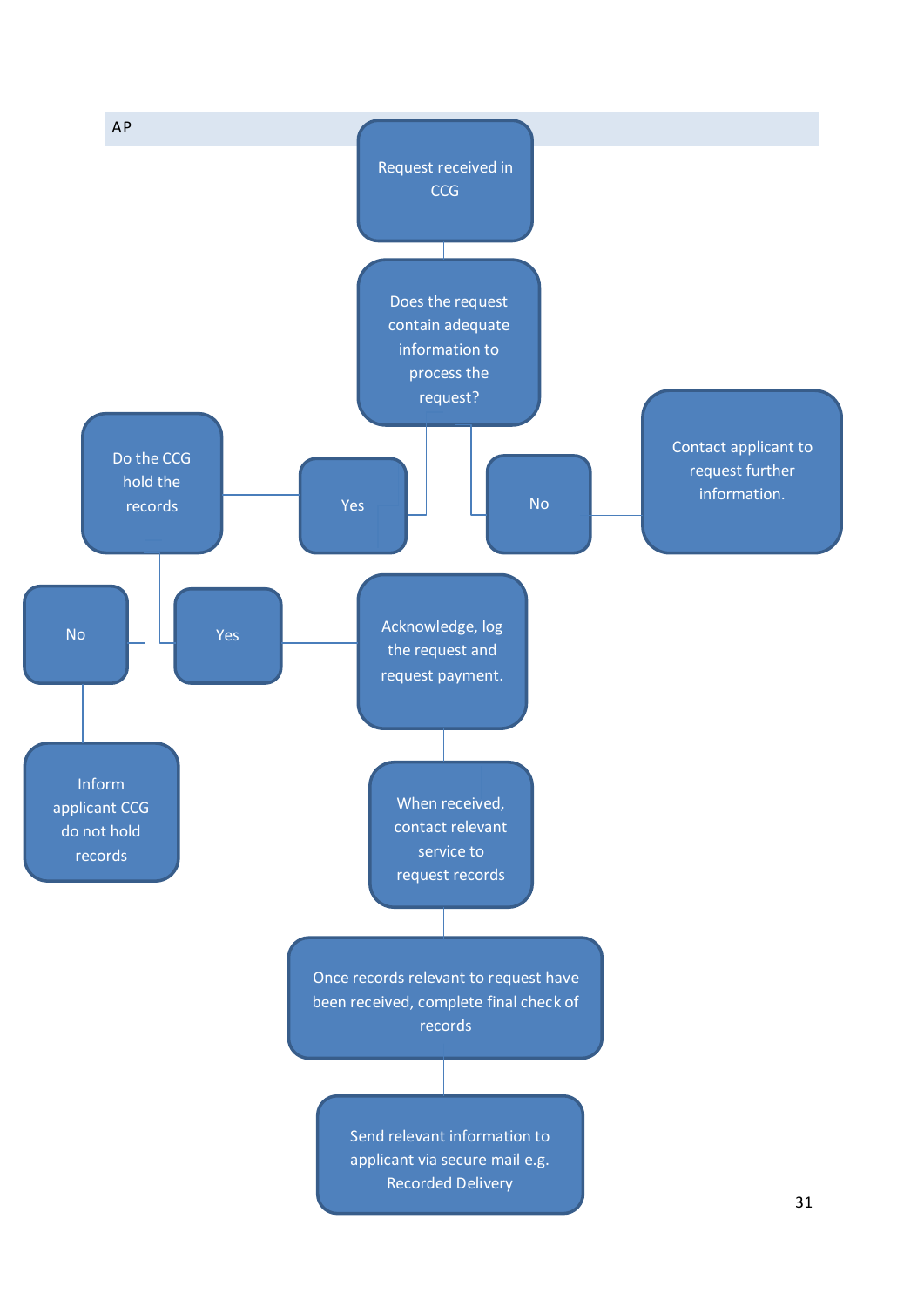AP

Request received in CCG

Does the request contain adequate information to process the request?

Yes

No

Contact applicant to request further information.

Do the CCG hold the records

No

Yes

Inform applicant CCG do not hold records

Acknowledge, log the request and request payment.

When received, contact relevant service to request records

Once records relevant to request have been received, complete final check of records

Send relevant information to applicant via secure mail e.g. Recorded Delivery